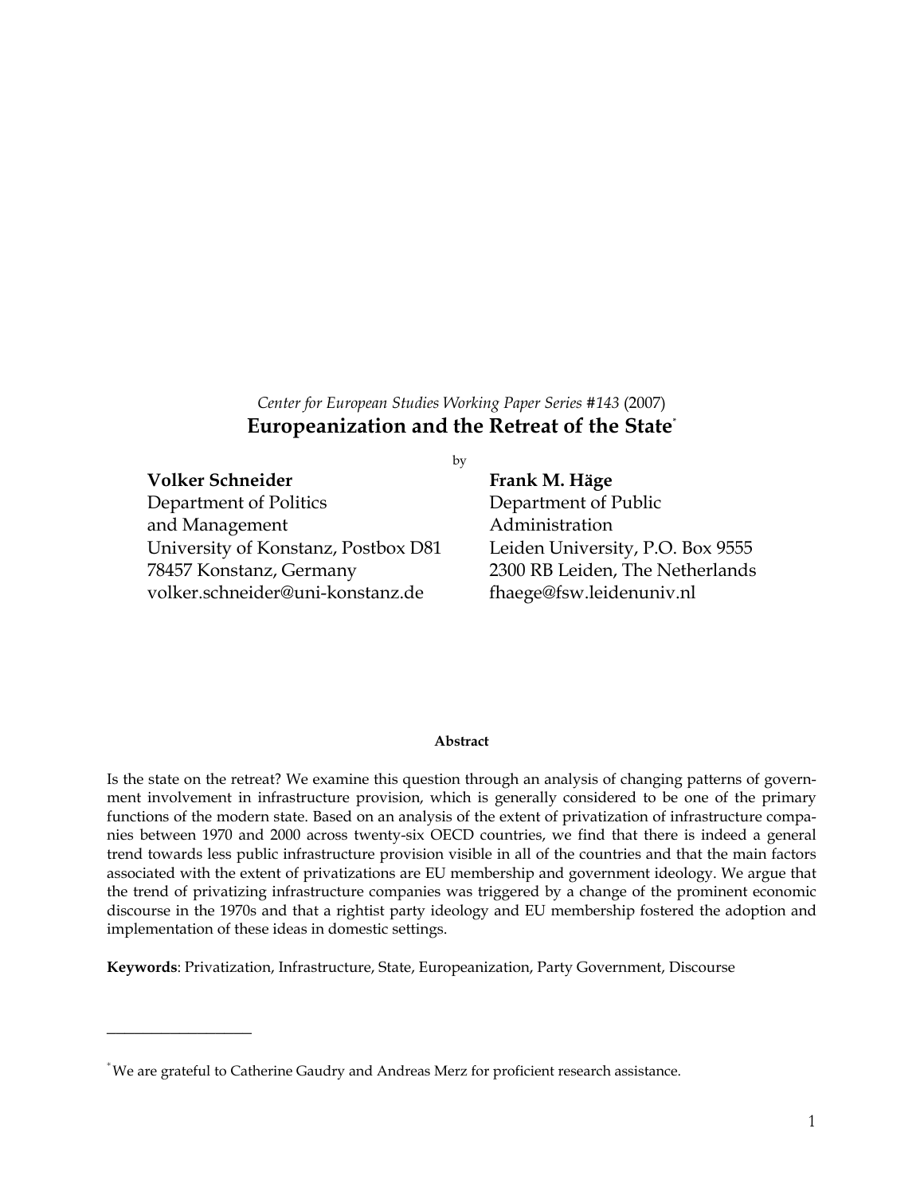*Center for European Studies Working Paper Series #143* (2007)

# Europeanization and the Retreat of the State[*]

by

**Volker Schneider**
Department of Politics
and Management
University of Konstanz, Postbox D81
78457 Konstanz, Germany
volker.schneider@uni-konstanz.de

**Frank M. Häge**
Department of Public
Administration
Leiden University, P.O. Box 9555
2300 RB Leiden, The Netherlands
fhaege@fsw.leidenuniv.nl

**Abstract**

Is the state on the retreat? We examine this question through an analysis of changing patterns of government involvement in infrastructure provision, which is generally considered to be one of the primary functions of the modern state. Based on an analysis of the extent of privatization of infrastructure companies between 1970 and 2000 across twenty-six OECD countries, we find that there is indeed a general trend towards less public infrastructure provision visible in all of the countries and that the main factors associated with the extent of privatizations are EU membership and government ideology. We argue that the trend of privatizing infrastructure companies was triggered by a change of the prominent economic discourse in the 1970s and that a rightist party ideology and EU membership fostered the adoption and implementation of these ideas in domestic settings.

**Keywords**: Privatization, Infrastructure, State, Europeanization, Party Government, Discourse

---

[*] We are grateful to Catherine Gaudry and Andreas Merz for proficient research assistance.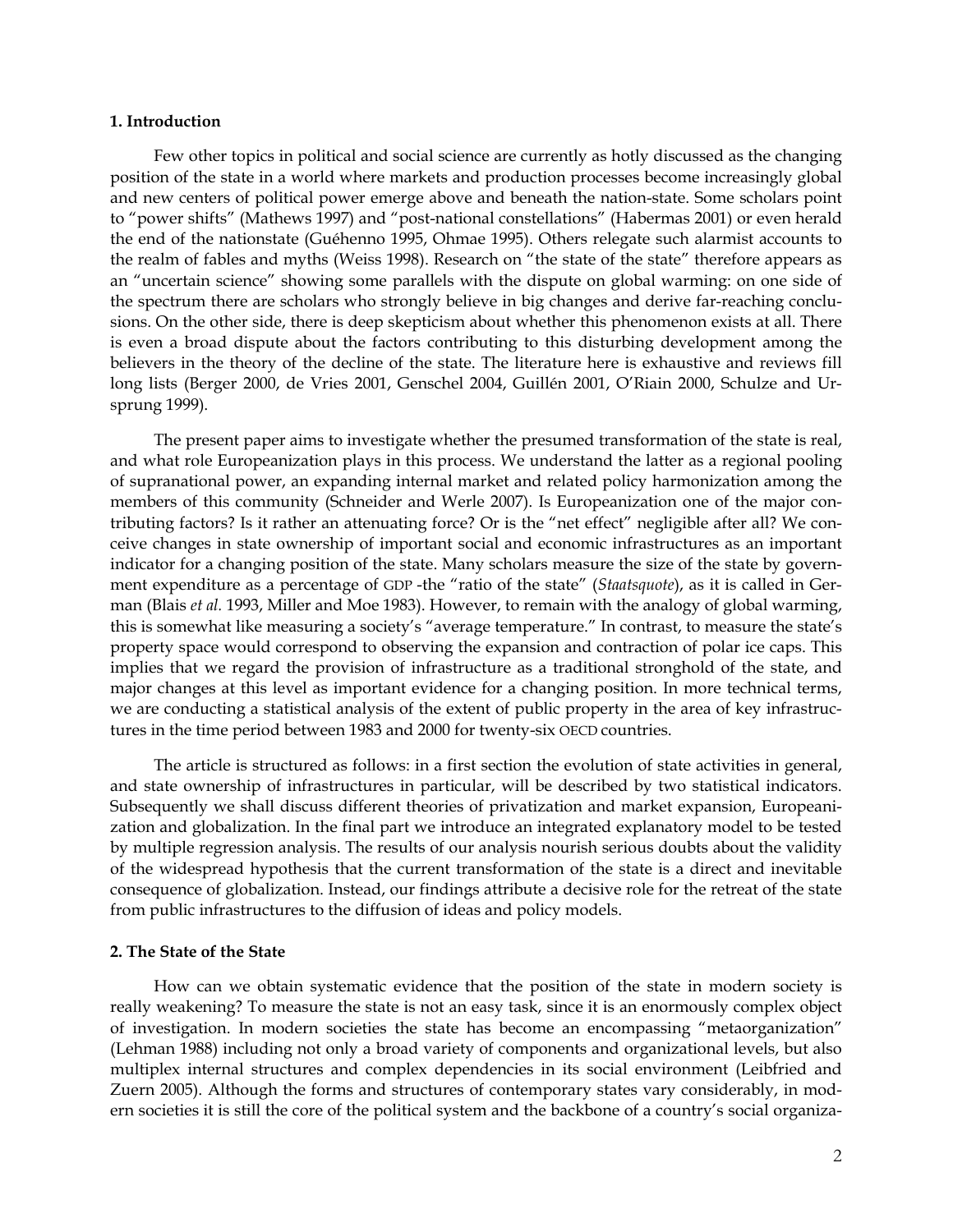## 1. Introduction

Few other topics in political and social science are currently as hotly discussed as the changing position of the state in a world where markets and production processes become increasingly global and new centers of political power emerge above and beneath the nation-state. Some scholars point to "power shifts" (Mathews 1997) and "post-national constellations" (Habermas 2001) or even herald the end of the nationstate (Guéhenno 1995, Ohmae 1995). Others relegate such alarmist accounts to the realm of fables and myths (Weiss 1998). Research on "the state of the state" therefore appears as an "uncertain science" showing some parallels with the dispute on global warming: on one side of the spectrum there are scholars who strongly believe in big changes and derive far-reaching conclusions. On the other side, there is deep skepticism about whether this phenomenon exists at all. There is even a broad dispute about the factors contributing to this disturbing development among the believers in the theory of the decline of the state. The literature here is exhaustive and reviews fill long lists (Berger 2000, de Vries 2001, Genschel 2004, Guillén 2001, O'Riain 2000, Schulze and Ursprung 1999).

The present paper aims to investigate whether the presumed transformation of the state is real, and what role Europeanization plays in this process. We understand the latter as a regional pooling of supranational power, an expanding internal market and related policy harmonization among the members of this community (Schneider and Werle 2007). Is Europeanization one of the major contributing factors? Is it rather an attenuating force? Or is the "net effect" negligible after all? We conceive changes in state ownership of important social and economic infrastructures as an important indicator for a changing position of the state. Many scholars measure the size of the state by government expenditure as a percentage of GDP -the "ratio of the state" (*Staatsquote*), as it is called in German (Blais *et al.* 1993, Miller and Moe 1983). However, to remain with the analogy of global warming, this is somewhat like measuring a society's "average temperature." In contrast, to measure the state's property space would correspond to observing the expansion and contraction of polar ice caps. This implies that we regard the provision of infrastructure as a traditional stronghold of the state, and major changes at this level as important evidence for a changing position. In more technical terms, we are conducting a statistical analysis of the extent of public property in the area of key infrastructures in the time period between 1983 and 2000 for twenty-six OECD countries.

The article is structured as follows: in a first section the evolution of state activities in general, and state ownership of infrastructures in particular, will be described by two statistical indicators. Subsequently we shall discuss different theories of privatization and market expansion, Europeanization and globalization. In the final part we introduce an integrated explanatory model to be tested by multiple regression analysis. The results of our analysis nourish serious doubts about the validity of the widespread hypothesis that the current transformation of the state is a direct and inevitable consequence of globalization. Instead, our findings attribute a decisive role for the retreat of the state from public infrastructures to the diffusion of ideas and policy models.

## 2. The State of the State

How can we obtain systematic evidence that the position of the state in modern society is really weakening? To measure the state is not an easy task, since it is an enormously complex object of investigation. In modern societies the state has become an encompassing "metaorganization" (Lehman 1988) including not only a broad variety of components and organizational levels, but also multiplex internal structures and complex dependencies in its social environment (Leibfried and Zuern 2005). Although the forms and structures of contemporary states vary considerably, in modern societies it is still the core of the political system and the backbone of a country's social organiza-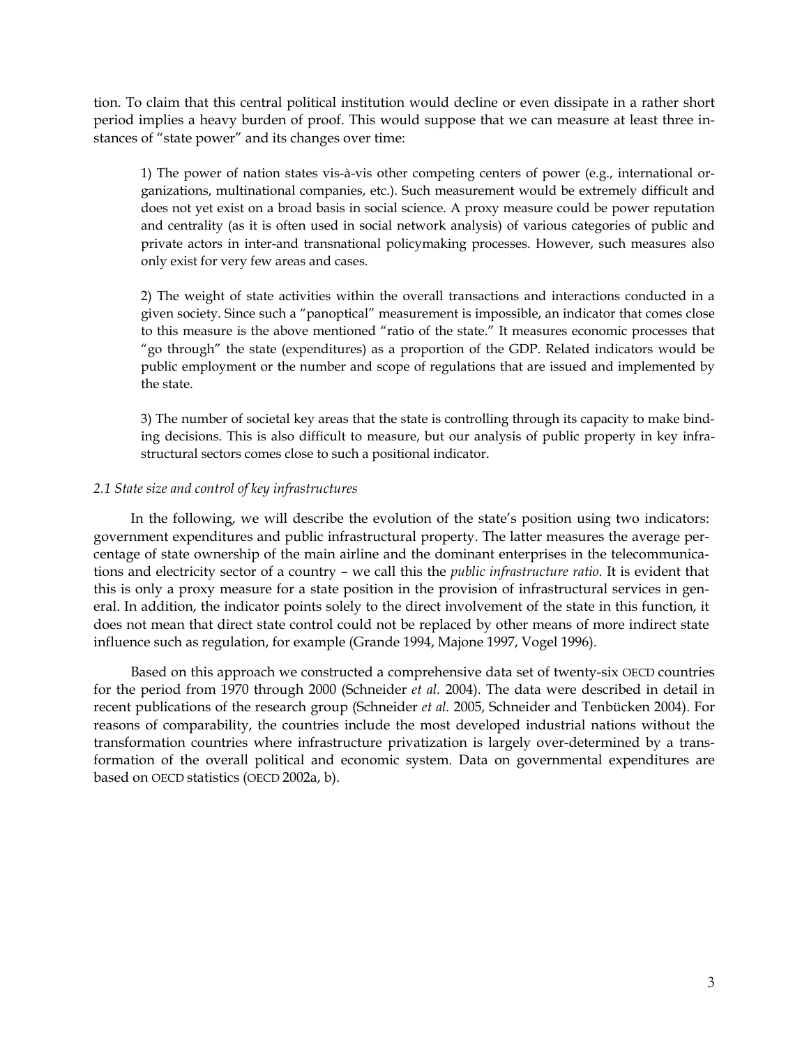tion. To claim that this central political institution would decline or even dissipate in a rather short period implies a heavy burden of proof. This would suppose that we can measure at least three instances of "state power" and its changes over time:

> 1) The power of nation states vis-à-vis other competing centers of power (e.g., international organizations, multinational companies, etc.). Such measurement would be extremely difficult and does not yet exist on a broad basis in social science. A proxy measure could be power reputation and centrality (as it is often used in social network analysis) of various categories of public and private actors in inter-and transnational policymaking processes. However, such measures also only exist for very few areas and cases.
>
> 2) The weight of state activities within the overall transactions and interactions conducted in a given society. Since such a "panoptical" measurement is impossible, an indicator that comes close to this measure is the above mentioned "ratio of the state." It measures economic processes that "go through" the state (expenditures) as a proportion of the GDP. Related indicators would be public employment or the number and scope of regulations that are issued and implemented by the state.
>
> 3) The number of societal key areas that the state is controlling through its capacity to make binding decisions. This is also difficult to measure, but our analysis of public property in key infrastructural sectors comes close to such a positional indicator.

### *2.1 State size and control of key infrastructures*

In the following, we will describe the evolution of the state's position using two indicators: government expenditures and public infrastructural property. The latter measures the average percentage of state ownership of the main airline and the dominant enterprises in the telecommunications and electricity sector of a country – we call this the *public infrastructure ratio.* It is evident that this is only a proxy measure for a state position in the provision of infrastructural services in general. In addition, the indicator points solely to the direct involvement of the state in this function, it does not mean that direct state control could not be replaced by other means of more indirect state influence such as regulation, for example (Grande 1994, Majone 1997, Vogel 1996).

Based on this approach we constructed a comprehensive data set of twenty-six OECD countries for the period from 1970 through 2000 (Schneider *et al.* 2004). The data were described in detail in recent publications of the research group (Schneider *et al.* 2005, Schneider and Tenbücken 2004). For reasons of comparability, the countries include the most developed industrial nations without the transformation countries where infrastructure privatization is largely over-determined by a transformation of the overall political and economic system. Data on governmental expenditures are based on OECD statistics (OECD 2002a, b).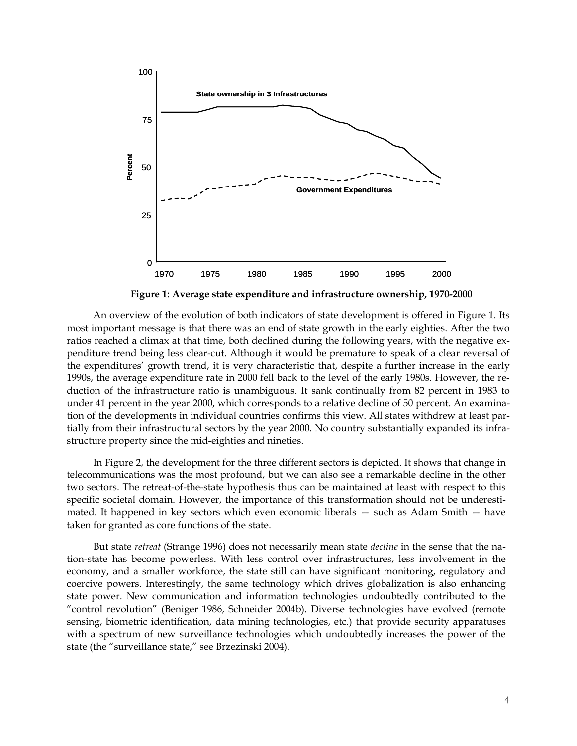**Figure 1: Average state expenditure and infrastructure ownership, 1970-2000**

An overview of the evolution of both indicators of state development is offered in Figure 1. Its most important message is that there was an end of state growth in the early eighties. After the two ratios reached a climax at that time, both declined during the following years, with the negative expenditure trend being less clear-cut. Although it would be premature to speak of a clear reversal of the expenditures' growth trend, it is very characteristic that, despite a further increase in the early 1990s, the average expenditure rate in 2000 fell back to the level of the early 1980s. However, the reduction of the infrastructure ratio is unambiguous. It sank continually from 82 percent in 1983 to under 41 percent in the year 2000, which corresponds to a relative decline of 50 percent. An examination of the developments in individual countries confirms this view. All states withdrew at least partially from their infrastructural sectors by the year 2000. No country substantially expanded its infrastructure property since the mid-eighties and nineties.

In Figure 2, the development for the three different sectors is depicted. It shows that change in telecommunications was the most profound, but we can also see a remarkable decline in the other two sectors. The retreat-of-the-state hypothesis thus can be maintained at least with respect to this specific societal domain. However, the importance of this transformation should not be underestimated. It happened in key sectors which even economic liberals — such as Adam Smith — have taken for granted as core functions of the state.

But state *retreat* (Strange 1996) does not necessarily mean state *decline* in the sense that the nation-state has become powerless. With less control over infrastructures, less involvement in the economy, and a smaller workforce, the state still can have significant monitoring, regulatory and coercive powers. Interestingly, the same technology which drives globalization is also enhancing state power. New communication and information technologies undoubtedly contributed to the "control revolution" (Beniger 1986, Schneider 2004b). Diverse technologies have evolved (remote sensing, biometric identification, data mining technologies, etc.) that provide security apparatuses with a spectrum of new surveillance technologies which undoubtedly increases the power of the state (the "surveillance state," see Brzezinski 2004).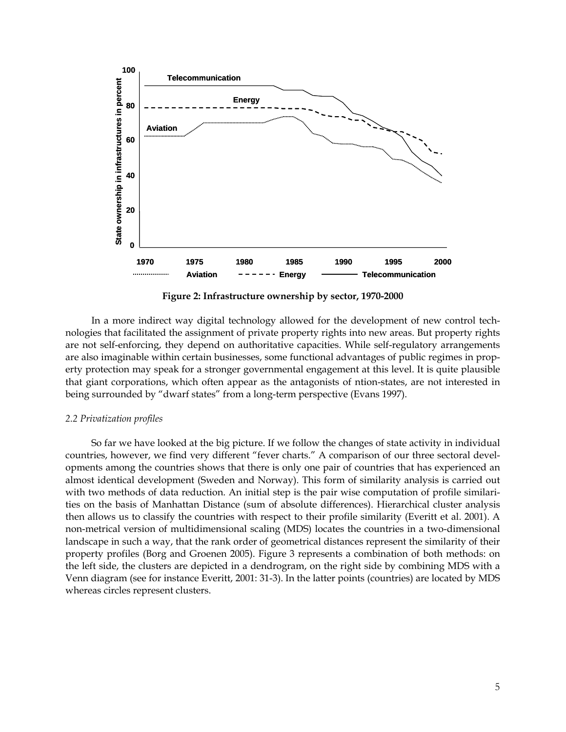**Figure 2: Infrastructure ownership by sector, 1970-2000**

In a more indirect way digital technology allowed for the development of new control technologies that facilitated the assignment of private property rights into new areas. But property rights are not self-enforcing, they depend on authoritative capacities. While self-regulatory arrangements are also imaginable within certain businesses, some functional advantages of public regimes in property protection may speak for a stronger governmental engagement at this level. It is quite plausible that giant corporations, which often appear as the antagonists of ntion-states, are not interested in being surrounded by "dwarf states" from a long-term perspective (Evans 1997).

### *2.2 Privatization profiles*

So far we have looked at the big picture. If we follow the changes of state activity in individual countries, however, we find very different "fever charts." A comparison of our three sectoral developments among the countries shows that there is only one pair of countries that has experienced an almost identical development (Sweden and Norway). This form of similarity analysis is carried out with two methods of data reduction. An initial step is the pair wise computation of profile similarities on the basis of Manhattan Distance (sum of absolute differences). Hierarchical cluster analysis then allows us to classify the countries with respect to their profile similarity (Everitt et al. 2001). A non-metrical version of multidimensional scaling (MDS) locates the countries in a two-dimensional landscape in such a way, that the rank order of geometrical distances represent the similarity of their property profiles (Borg and Groenen 2005). Figure 3 represents a combination of both methods: on the left side, the clusters are depicted in a dendrogram, on the right side by combining MDS with a Venn diagram (see for instance Everitt, 2001: 31-3). In the latter points (countries) are located by MDS whereas circles represent clusters.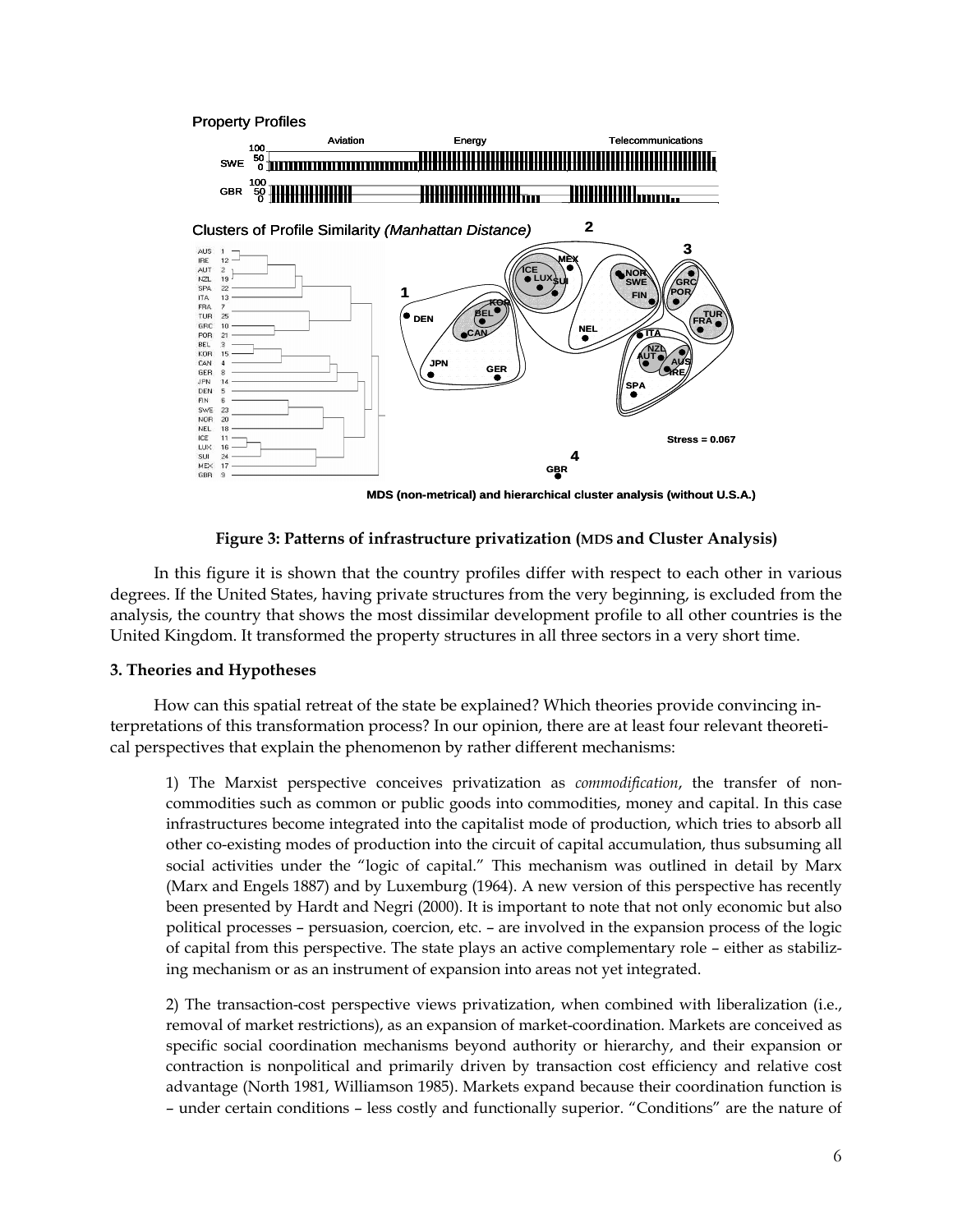**Figure 3: Patterns of infrastructure privatization (MDS and Cluster Analysis)**

In this figure it is shown that the country profiles differ with respect to each other in various degrees. If the United States, having private structures from the very beginning, is excluded from the analysis, the country that shows the most dissimilar development profile to all other countries is the United Kingdom. It transformed the property structures in all three sectors in a very short time.

### 3. Theories and Hypotheses

How can this spatial retreat of the state be explained? Which theories provide convincing interpretations of this transformation process? In our opinion, there are at least four relevant theoretical perspectives that explain the phenomenon by rather different mechanisms:

> 1) The Marxist perspective conceives privatization as *commodification*, the transfer of non-commodities such as common or public goods into commodities, money and capital. In this case infrastructures become integrated into the capitalist mode of production, which tries to absorb all other co-existing modes of production into the circuit of capital accumulation, thus subsuming all social activities under the "logic of capital." This mechanism was outlined in detail by Marx (Marx and Engels 1887) and by Luxemburg (1964). A new version of this perspective has recently been presented by Hardt and Negri (2000). It is important to note that not only economic but also political processes – persuasion, coercion, etc. – are involved in the expansion process of the logic of capital from this perspective. The state plays an active complementary role – either as stabilizing mechanism or as an instrument of expansion into areas not yet integrated.
>
> 2) The transaction-cost perspective views privatization, when combined with liberalization (i.e., removal of market restrictions), as an expansion of market-coordination. Markets are conceived as specific social coordination mechanisms beyond authority or hierarchy, and their expansion or contraction is nonpolitical and primarily driven by transaction cost efficiency and relative cost advantage (North 1981, Williamson 1985). Markets expand because their coordination function is – under certain conditions – less costly and functionally superior. "Conditions" are the nature of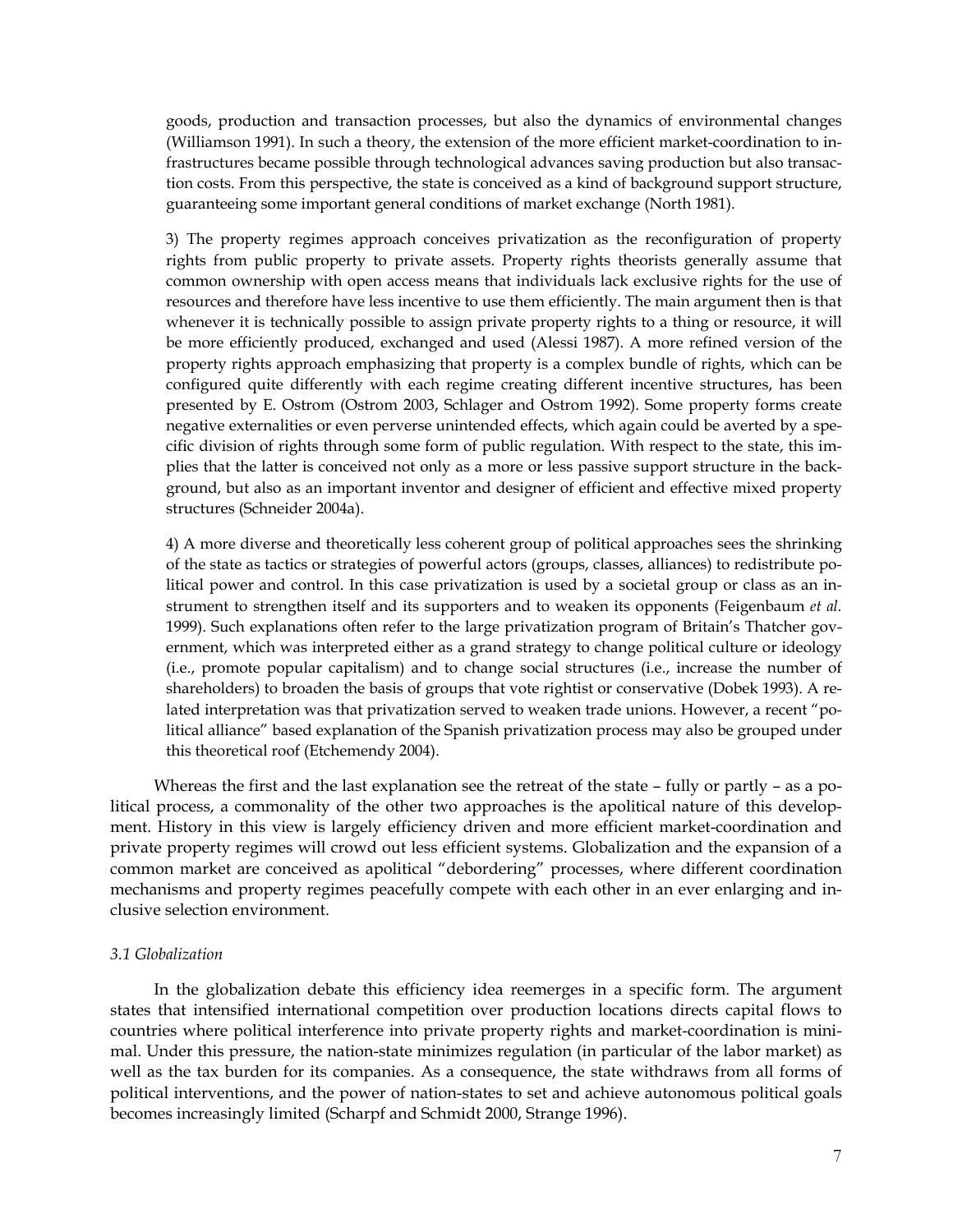goods, production and transaction processes, but also the dynamics of environmental changes (Williamson 1991). In such a theory, the extension of the more efficient market-coordination to infrastructures became possible through technological advances saving production but also transaction costs. From this perspective, the state is conceived as a kind of background support structure, guaranteeing some important general conditions of market exchange (North 1981).

3) The property regimes approach conceives privatization as the reconfiguration of property rights from public property to private assets. Property rights theorists generally assume that common ownership with open access means that individuals lack exclusive rights for the use of resources and therefore have less incentive to use them efficiently. The main argument then is that whenever it is technically possible to assign private property rights to a thing or resource, it will be more efficiently produced, exchanged and used (Alessi 1987). A more refined version of the property rights approach emphasizing that property is a complex bundle of rights, which can be configured quite differently with each regime creating different incentive structures, has been presented by E. Ostrom (Ostrom 2003, Schlager and Ostrom 1992). Some property forms create negative externalities or even perverse unintended effects, which again could be averted by a specific division of rights through some form of public regulation. With respect to the state, this implies that the latter is conceived not only as a more or less passive support structure in the background, but also as an important inventor and designer of efficient and effective mixed property structures (Schneider 2004a).

4) A more diverse and theoretically less coherent group of political approaches sees the shrinking of the state as tactics or strategies of powerful actors (groups, classes, alliances) to redistribute political power and control. In this case privatization is used by a societal group or class as an instrument to strengthen itself and its supporters and to weaken its opponents (Feigenbaum *et al.* 1999). Such explanations often refer to the large privatization program of Britain's Thatcher government, which was interpreted either as a grand strategy to change political culture or ideology (i.e., promote popular capitalism) and to change social structures (i.e., increase the number of shareholders) to broaden the basis of groups that vote rightist or conservative (Dobek 1993). A related interpretation was that privatization served to weaken trade unions. However, a recent "political alliance" based explanation of the Spanish privatization process may also be grouped under this theoretical roof (Etchemendy 2004).

Whereas the first and the last explanation see the retreat of the state – fully or partly – as a political process, a commonality of the other two approaches is the apolitical nature of this development. History in this view is largely efficiency driven and more efficient market-coordination and private property regimes will crowd out less efficient systems. Globalization and the expansion of a common market are conceived as apolitical "debordering" processes, where different coordination mechanisms and property regimes peacefully compete with each other in an ever enlarging and inclusive selection environment.

### *3.1 Globalization*

In the globalization debate this efficiency idea reemerges in a specific form. The argument states that intensified international competition over production locations directs capital flows to countries where political interference into private property rights and market-coordination is minimal. Under this pressure, the nation-state minimizes regulation (in particular of the labor market) as well as the tax burden for its companies. As a consequence, the state withdraws from all forms of political interventions, and the power of nation-states to set and achieve autonomous political goals becomes increasingly limited (Scharpf and Schmidt 2000, Strange 1996).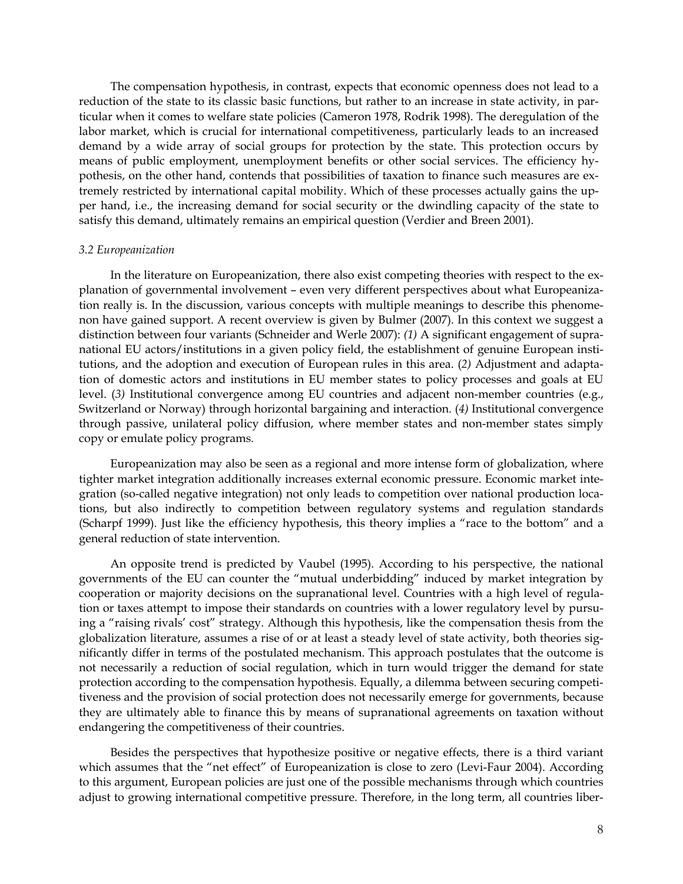The compensation hypothesis, in contrast, expects that economic openness does not lead to a reduction of the state to its classic basic functions, but rather to an increase in state activity, in particular when it comes to welfare state policies (Cameron 1978, Rodrik 1998). The deregulation of the labor market, which is crucial for international competitiveness, particularly leads to an increased demand by a wide array of social groups for protection by the state. This protection occurs by means of public employment, unemployment benefits or other social services. The efficiency hypothesis, on the other hand, contends that possibilities of taxation to finance such measures are extremely restricted by international capital mobility. Which of these processes actually gains the upper hand, i.e., the increasing demand for social security or the dwindling capacity of the state to satisfy this demand, ultimately remains an empirical question (Verdier and Breen 2001).

### *3.2 Europeanization*

In the literature on Europeanization, there also exist competing theories with respect to the explanation of governmental involvement – even very different perspectives about what Europeanization really is. In the discussion, various concepts with multiple meanings to describe this phenomenon have gained support. A recent overview is given by Bulmer (2007). In this context we suggest a distinction between four variants (Schneider and Werle 2007): *(1)* A significant engagement of supranational EU actors/institutions in a given policy field, the establishment of genuine European institutions, and the adoption and execution of European rules in this area. (*2)* Adjustment and adaptation of domestic actors and institutions in EU member states to policy processes and goals at EU level. (*3)* Institutional convergence among EU countries and adjacent non-member countries (e.g., Switzerland or Norway) through horizontal bargaining and interaction. (*4)* Institutional convergence through passive, unilateral policy diffusion, where member states and non-member states simply copy or emulate policy programs.

Europeanization may also be seen as a regional and more intense form of globalization, where tighter market integration additionally increases external economic pressure. Economic market integration (so-called negative integration) not only leads to competition over national production locations, but also indirectly to competition between regulatory systems and regulation standards (Scharpf 1999). Just like the efficiency hypothesis, this theory implies a "race to the bottom" and a general reduction of state intervention.

An opposite trend is predicted by Vaubel (1995). According to his perspective, the national governments of the EU can counter the "mutual underbidding" induced by market integration by cooperation or majority decisions on the supranational level. Countries with a high level of regulation or taxes attempt to impose their standards on countries with a lower regulatory level by pursuing a "raising rivals' cost" strategy. Although this hypothesis, like the compensation thesis from the globalization literature, assumes a rise of or at least a steady level of state activity, both theories significantly differ in terms of the postulated mechanism. This approach postulates that the outcome is not necessarily a reduction of social regulation, which in turn would trigger the demand for state protection according to the compensation hypothesis. Equally, a dilemma between securing competitiveness and the provision of social protection does not necessarily emerge for governments, because they are ultimately able to finance this by means of supranational agreements on taxation without endangering the competitiveness of their countries.

Besides the perspectives that hypothesize positive or negative effects, there is a third variant which assumes that the "net effect" of Europeanization is close to zero (Levi-Faur 2004). According to this argument, European policies are just one of the possible mechanisms through which countries adjust to growing international competitive pressure. Therefore, in the long term, all countries liber-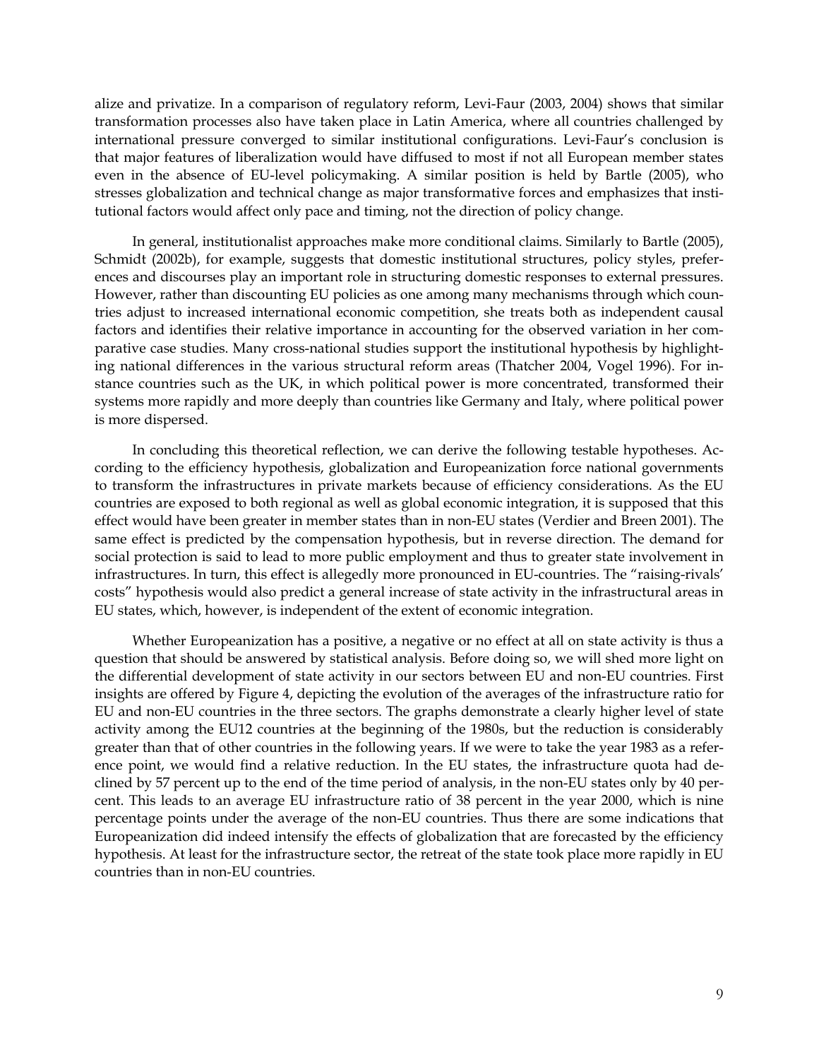alize and privatize. In a comparison of regulatory reform, Levi-Faur (2003, 2004) shows that similar transformation processes also have taken place in Latin America, where all countries challenged by international pressure converged to similar institutional configurations. Levi-Faur's conclusion is that major features of liberalization would have diffused to most if not all European member states even in the absence of EU-level policymaking. A similar position is held by Bartle (2005), who stresses globalization and technical change as major transformative forces and emphasizes that institutional factors would affect only pace and timing, not the direction of policy change.

In general, institutionalist approaches make more conditional claims. Similarly to Bartle (2005), Schmidt (2002b), for example, suggests that domestic institutional structures, policy styles, preferences and discourses play an important role in structuring domestic responses to external pressures. However, rather than discounting EU policies as one among many mechanisms through which countries adjust to increased international economic competition, she treats both as independent causal factors and identifies their relative importance in accounting for the observed variation in her comparative case studies. Many cross-national studies support the institutional hypothesis by highlighting national differences in the various structural reform areas (Thatcher 2004, Vogel 1996). For instance countries such as the UK, in which political power is more concentrated, transformed their systems more rapidly and more deeply than countries like Germany and Italy, where political power is more dispersed.

In concluding this theoretical reflection, we can derive the following testable hypotheses. According to the efficiency hypothesis, globalization and Europeanization force national governments to transform the infrastructures in private markets because of efficiency considerations. As the EU countries are exposed to both regional as well as global economic integration, it is supposed that this effect would have been greater in member states than in non-EU states (Verdier and Breen 2001). The same effect is predicted by the compensation hypothesis, but in reverse direction. The demand for social protection is said to lead to more public employment and thus to greater state involvement in infrastructures. In turn, this effect is allegedly more pronounced in EU-countries. The "raising-rivals' costs" hypothesis would also predict a general increase of state activity in the infrastructural areas in EU states, which, however, is independent of the extent of economic integration.

Whether Europeanization has a positive, a negative or no effect at all on state activity is thus a question that should be answered by statistical analysis. Before doing so, we will shed more light on the differential development of state activity in our sectors between EU and non-EU countries. First insights are offered by Figure 4, depicting the evolution of the averages of the infrastructure ratio for EU and non-EU countries in the three sectors. The graphs demonstrate a clearly higher level of state activity among the EU12 countries at the beginning of the 1980s, but the reduction is considerably greater than that of other countries in the following years. If we were to take the year 1983 as a reference point, we would find a relative reduction. In the EU states, the infrastructure quota had declined by 57 percent up to the end of the time period of analysis, in the non-EU states only by 40 percent. This leads to an average EU infrastructure ratio of 38 percent in the year 2000, which is nine percentage points under the average of the non-EU countries. Thus there are some indications that Europeanization did indeed intensify the effects of globalization that are forecasted by the efficiency hypothesis. At least for the infrastructure sector, the retreat of the state took place more rapidly in EU countries than in non-EU countries.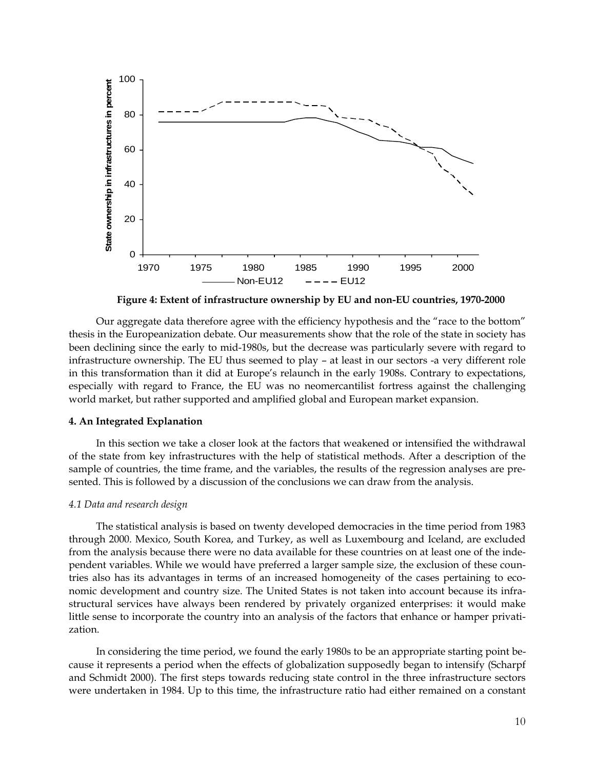**Figure 4: Extent of infrastructure ownership by EU and non-EU countries, 1970-2000**

Our aggregate data therefore agree with the efficiency hypothesis and the "race to the bottom" thesis in the Europeanization debate. Our measurements show that the role of the state in society has been declining since the early to mid-1980s, but the decrease was particularly severe with regard to infrastructure ownership. The EU thus seemed to play – at least in our sectors -a very different role in this transformation than it did at Europe's relaunch in the early 1908s. Contrary to expectations, especially with regard to France, the EU was no neomercantilist fortress against the challenging world market, but rather supported and amplified global and European market expansion.

**4. An Integrated Explanation**

In this section we take a closer look at the factors that weakened or intensified the withdrawal of the state from key infrastructures with the help of statistical methods. After a description of the sample of countries, the time frame, and the variables, the results of the regression analyses are presented. This is followed by a discussion of the conclusions we can draw from the analysis.

*4.1 Data and research design*

The statistical analysis is based on twenty developed democracies in the time period from 1983 through 2000. Mexico, South Korea, and Turkey, as well as Luxembourg and Iceland, are excluded from the analysis because there were no data available for these countries on at least one of the independent variables. While we would have preferred a larger sample size, the exclusion of these countries also has its advantages in terms of an increased homogeneity of the cases pertaining to economic development and country size. The United States is not taken into account because its infrastructural services have always been rendered by privately organized enterprises: it would make little sense to incorporate the country into an analysis of the factors that enhance or hamper privatization.

In considering the time period, we found the early 1980s to be an appropriate starting point because it represents a period when the effects of globalization supposedly began to intensify (Scharpf and Schmidt 2000). The first steps towards reducing state control in the three infrastructure sectors were undertaken in 1984. Up to this time, the infrastructure ratio had either remained on a constant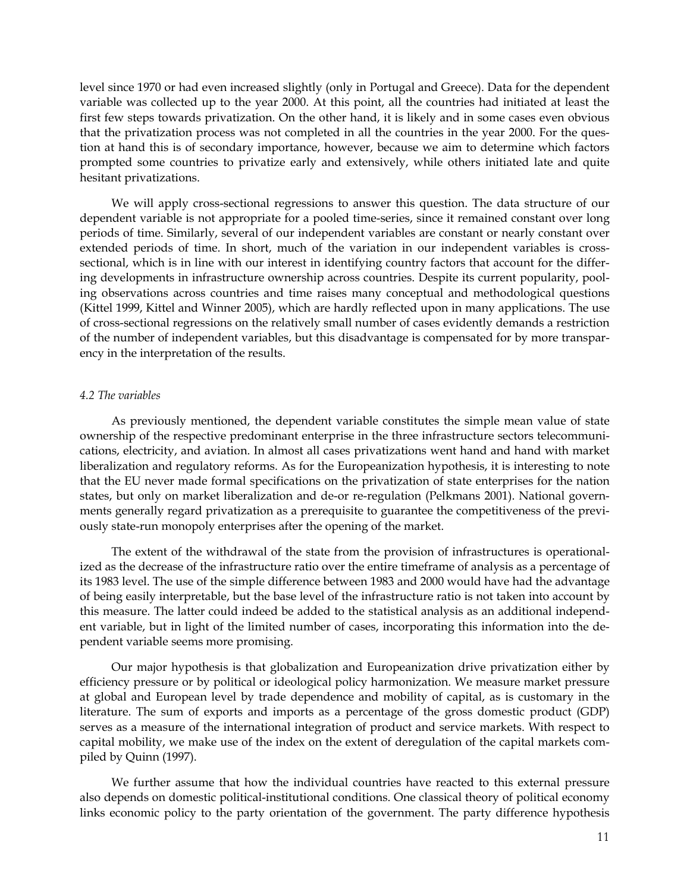level since 1970 or had even increased slightly (only in Portugal and Greece). Data for the dependent variable was collected up to the year 2000. At this point, all the countries had initiated at least the first few steps towards privatization. On the other hand, it is likely and in some cases even obvious that the privatization process was not completed in all the countries in the year 2000. For the question at hand this is of secondary importance, however, because we aim to determine which factors prompted some countries to privatize early and extensively, while others initiated late and quite hesitant privatizations.

We will apply cross-sectional regressions to answer this question. The data structure of our dependent variable is not appropriate for a pooled time-series, since it remained constant over long periods of time. Similarly, several of our independent variables are constant or nearly constant over extended periods of time. In short, much of the variation in our independent variables is cross-sectional, which is in line with our interest in identifying country factors that account for the differing developments in infrastructure ownership across countries. Despite its current popularity, pooling observations across countries and time raises many conceptual and methodological questions (Kittel 1999, Kittel and Winner 2005), which are hardly reflected upon in many applications. The use of cross-sectional regressions on the relatively small number of cases evidently demands a restriction of the number of independent variables, but this disadvantage is compensated for by more transparency in the interpretation of the results.

### *4.2 The variables*

As previously mentioned, the dependent variable constitutes the simple mean value of state ownership of the respective predominant enterprise in the three infrastructure sectors telecommunications, electricity, and aviation. In almost all cases privatizations went hand and hand with market liberalization and regulatory reforms. As for the Europeanization hypothesis, it is interesting to note that the EU never made formal specifications on the privatization of state enterprises for the nation states, but only on market liberalization and de-or re-regulation (Pelkmans 2001). National governments generally regard privatization as a prerequisite to guarantee the competitiveness of the previously state-run monopoly enterprises after the opening of the market.

The extent of the withdrawal of the state from the provision of infrastructures is operationalized as the decrease of the infrastructure ratio over the entire timeframe of analysis as a percentage of its 1983 level. The use of the simple difference between 1983 and 2000 would have had the advantage of being easily interpretable, but the base level of the infrastructure ratio is not taken into account by this measure. The latter could indeed be added to the statistical analysis as an additional independent variable, but in light of the limited number of cases, incorporating this information into the dependent variable seems more promising.

Our major hypothesis is that globalization and Europeanization drive privatization either by efficiency pressure or by political or ideological policy harmonization. We measure market pressure at global and European level by trade dependence and mobility of capital, as is customary in the literature. The sum of exports and imports as a percentage of the gross domestic product (GDP) serves as a measure of the international integration of product and service markets. With respect to capital mobility, we make use of the index on the extent of deregulation of the capital markets compiled by Quinn (1997).

We further assume that how the individual countries have reacted to this external pressure also depends on domestic political-institutional conditions. One classical theory of political economy links economic policy to the party orientation of the government. The party difference hypothesis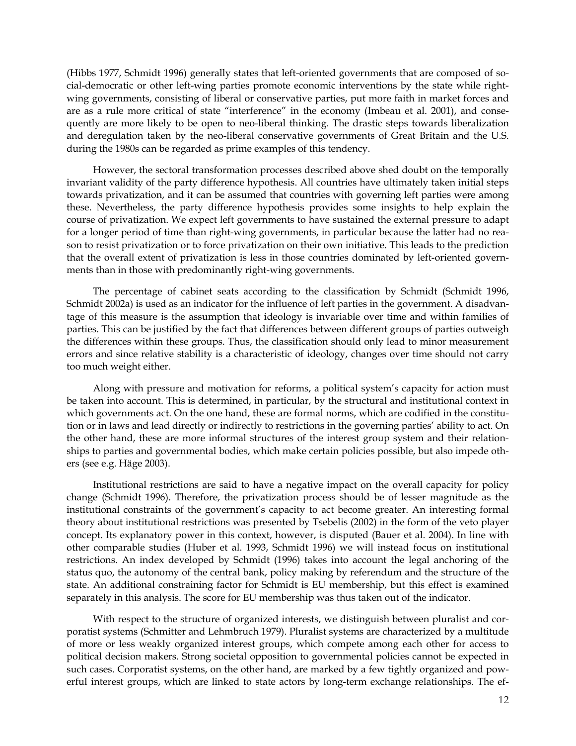(Hibbs 1977, Schmidt 1996) generally states that left-oriented governments that are composed of social-democratic or other left-wing parties promote economic interventions by the state while right-wing governments, consisting of liberal or conservative parties, put more faith in market forces and are as a rule more critical of state "interference" in the economy (Imbeau et al. 2001), and consequently are more likely to be open to neo-liberal thinking. The drastic steps towards liberalization and deregulation taken by the neo-liberal conservative governments of Great Britain and the U.S. during the 1980s can be regarded as prime examples of this tendency.

However, the sectoral transformation processes described above shed doubt on the temporally invariant validity of the party difference hypothesis. All countries have ultimately taken initial steps towards privatization, and it can be assumed that countries with governing left parties were among these. Nevertheless, the party difference hypothesis provides some insights to help explain the course of privatization. We expect left governments to have sustained the external pressure to adapt for a longer period of time than right-wing governments, in particular because the latter had no reason to resist privatization or to force privatization on their own initiative. This leads to the prediction that the overall extent of privatization is less in those countries dominated by left-oriented governments than in those with predominantly right-wing governments.

The percentage of cabinet seats according to the classification by Schmidt (Schmidt 1996, Schmidt 2002a) is used as an indicator for the influence of left parties in the government. A disadvantage of this measure is the assumption that ideology is invariable over time and within families of parties. This can be justified by the fact that differences between different groups of parties outweigh the differences within these groups. Thus, the classification should only lead to minor measurement errors and since relative stability is a characteristic of ideology, changes over time should not carry too much weight either.

Along with pressure and motivation for reforms, a political system's capacity for action must be taken into account. This is determined, in particular, by the structural and institutional context in which governments act. On the one hand, these are formal norms, which are codified in the constitution or in laws and lead directly or indirectly to restrictions in the governing parties' ability to act. On the other hand, these are more informal structures of the interest group system and their relationships to parties and governmental bodies, which make certain policies possible, but also impede others (see e.g. Häge 2003).

Institutional restrictions are said to have a negative impact on the overall capacity for policy change (Schmidt 1996). Therefore, the privatization process should be of lesser magnitude as the institutional constraints of the government's capacity to act become greater. An interesting formal theory about institutional restrictions was presented by Tsebelis (2002) in the form of the veto player concept. Its explanatory power in this context, however, is disputed (Bauer et al. 2004). In line with other comparable studies (Huber et al. 1993, Schmidt 1996) we will instead focus on institutional restrictions. An index developed by Schmidt (1996) takes into account the legal anchoring of the status quo, the autonomy of the central bank, policy making by referendum and the structure of the state. An additional constraining factor for Schmidt is EU membership, but this effect is examined separately in this analysis. The score for EU membership was thus taken out of the indicator.

With respect to the structure of organized interests, we distinguish between pluralist and corporatist systems (Schmitter and Lehmbruch 1979). Pluralist systems are characterized by a multitude of more or less weakly organized interest groups, which compete among each other for access to political decision makers. Strong societal opposition to governmental policies cannot be expected in such cases. Corporatist systems, on the other hand, are marked by a few tightly organized and powerful interest groups, which are linked to state actors by long-term exchange relationships. The ef-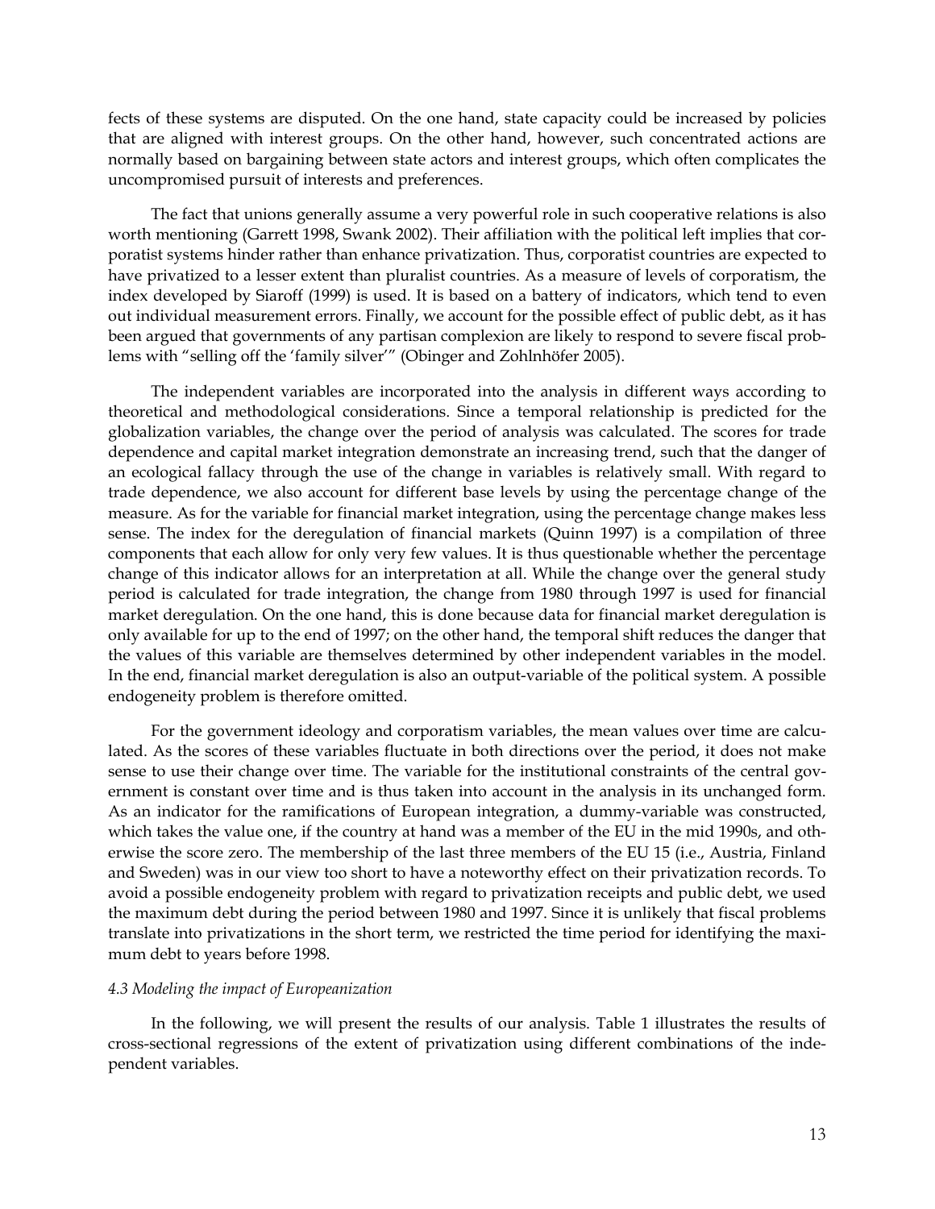fects of these systems are disputed. On the one hand, state capacity could be increased by policies that are aligned with interest groups. On the other hand, however, such concentrated actions are normally based on bargaining between state actors and interest groups, which often complicates the uncompromised pursuit of interests and preferences.

The fact that unions generally assume a very powerful role in such cooperative relations is also worth mentioning (Garrett 1998, Swank 2002). Their affiliation with the political left implies that corporatist systems hinder rather than enhance privatization. Thus, corporatist countries are expected to have privatized to a lesser extent than pluralist countries. As a measure of levels of corporatism, the index developed by Siaroff (1999) is used. It is based on a battery of indicators, which tend to even out individual measurement errors. Finally, we account for the possible effect of public debt, as it has been argued that governments of any partisan complexion are likely to respond to severe fiscal problems with "selling off the 'family silver'" (Obinger and Zohlnhöfer 2005).

The independent variables are incorporated into the analysis in different ways according to theoretical and methodological considerations. Since a temporal relationship is predicted for the globalization variables, the change over the period of analysis was calculated. The scores for trade dependence and capital market integration demonstrate an increasing trend, such that the danger of an ecological fallacy through the use of the change in variables is relatively small. With regard to trade dependence, we also account for different base levels by using the percentage change of the measure. As for the variable for financial market integration, using the percentage change makes less sense. The index for the deregulation of financial markets (Quinn 1997) is a compilation of three components that each allow for only very few values. It is thus questionable whether the percentage change of this indicator allows for an interpretation at all. While the change over the general study period is calculated for trade integration, the change from 1980 through 1997 is used for financial market deregulation. On the one hand, this is done because data for financial market deregulation is only available for up to the end of 1997; on the other hand, the temporal shift reduces the danger that the values of this variable are themselves determined by other independent variables in the model. In the end, financial market deregulation is also an output-variable of the political system. A possible endogeneity problem is therefore omitted.

For the government ideology and corporatism variables, the mean values over time are calculated. As the scores of these variables fluctuate in both directions over the period, it does not make sense to use their change over time. The variable for the institutional constraints of the central government is constant over time and is thus taken into account in the analysis in its unchanged form. As an indicator for the ramifications of European integration, a dummy-variable was constructed, which takes the value one, if the country at hand was a member of the EU in the mid 1990s, and otherwise the score zero. The membership of the last three members of the EU 15 (i.e., Austria, Finland and Sweden) was in our view too short to have a noteworthy effect on their privatization records. To avoid a possible endogeneity problem with regard to privatization receipts and public debt, we used the maximum debt during the period between 1980 and 1997. Since it is unlikely that fiscal problems translate into privatizations in the short term, we restricted the time period for identifying the maximum debt to years before 1998.

#### *4.3 Modeling the impact of Europeanization*

In the following, we will present the results of our analysis. Table 1 illustrates the results of cross-sectional regressions of the extent of privatization using different combinations of the independent variables.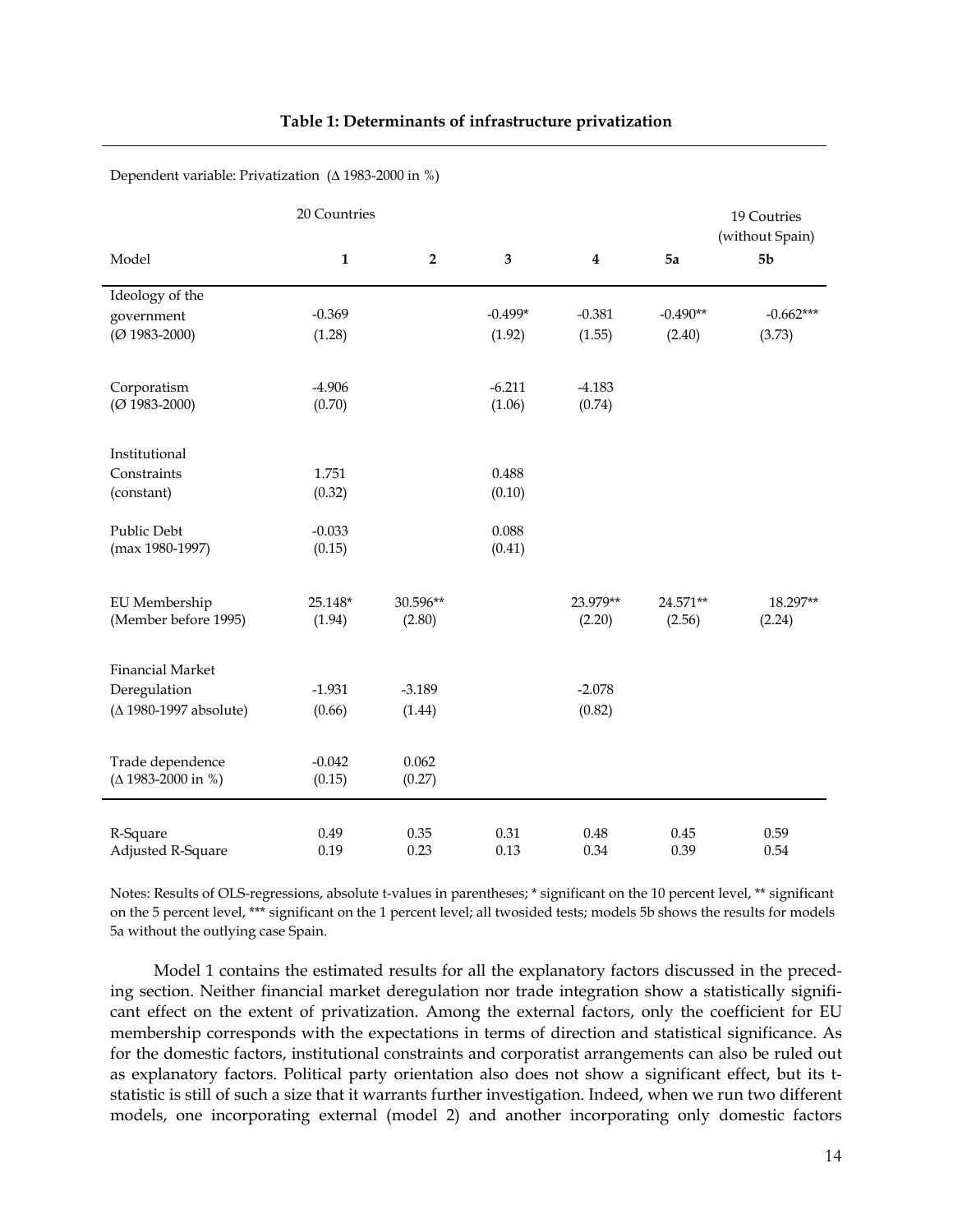**Table 1: Determinants of infrastructure privatization**

Dependent variable: Privatization (Δ 1983-2000 in %)

| | 20 Countries | | | | | 19 Coutries (without Spain) |
|---|---|---|---|---|---|---|
| Model | **1** | **2** | **3** | **4** | **5a** | **5b** |
| Ideology of the government (Ø 1983-2000) | -0.369 (1.28) | | -0.499* (1.92) | -0.381 (1.55) | -0.490** (2.40) | -0.662*** (3.73) |
| Corporatism (Ø 1983-2000) | -4.906 (0.70) | | -6.211 (1.06) | -4.183 (0.74) | | |
| Institutional Constraints (constant) | 1.751 (0.32) | | 0.488 (0.10) | | | |
| Public Debt (max 1980-1997) | -0.033 (0.15) | | 0.088 (0.41) | | | |
| EU Membership (Member before 1995) | 25.148* (1.94) | 30.596** (2.80) | | 23.979** (2.20) | 24.571** (2.56) | 18.297** (2.24) |
| Financial Market Deregulation (Δ 1980-1997 absolute) | -1.931 (0.66) | -3.189 (1.44) | | -2.078 (0.82) | | |
| Trade dependence (Δ 1983-2000 in %) | -0.042 (0.15) | 0.062 (0.27) | | | | |
| R-Square | 0.49 | 0.35 | 0.31 | 0.48 | 0.45 | 0.59 |
| Adjusted R-Square | 0.19 | 0.23 | 0.13 | 0.34 | 0.39 | 0.54 |

Notes: Results of OLS-regressions, absolute t-values in parentheses; * significant on the 10 percent level, ** significant on the 5 percent level, *** significant on the 1 percent level; all twosided tests; models 5b shows the results for models 5a without the outlying case Spain.

Model 1 contains the estimated results for all the explanatory factors discussed in the preceding section. Neither financial market deregulation nor trade integration show a statistically significant effect on the extent of privatization. Among the external factors, only the coefficient for EU membership corresponds with the expectations in terms of direction and statistical significance. As for the domestic factors, institutional constraints and corporatist arrangements can also be ruled out as explanatory factors. Political party orientation also does not show a significant effect, but its t-statistic is still of such a size that it warrants further investigation. Indeed, when we run two different models, one incorporating external (model 2) and another incorporating only domestic factors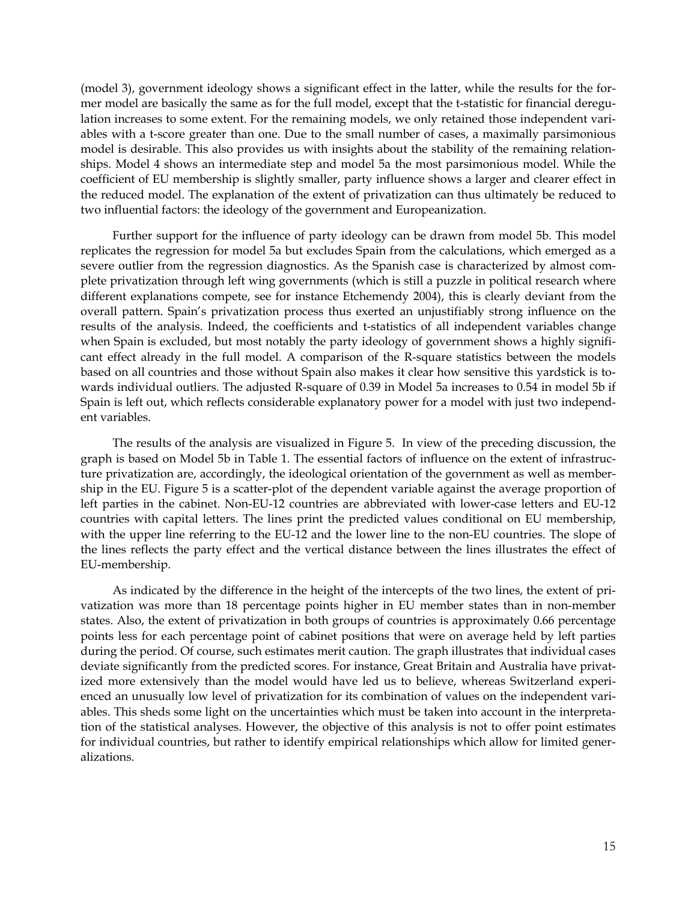(model 3), government ideology shows a significant effect in the latter, while the results for the former model are basically the same as for the full model, except that the t-statistic for financial deregulation increases to some extent. For the remaining models, we only retained those independent variables with a t-score greater than one. Due to the small number of cases, a maximally parsimonious model is desirable. This also provides us with insights about the stability of the remaining relationships. Model 4 shows an intermediate step and model 5a the most parsimonious model. While the coefficient of EU membership is slightly smaller, party influence shows a larger and clearer effect in the reduced model. The explanation of the extent of privatization can thus ultimately be reduced to two influential factors: the ideology of the government and Europeanization.

Further support for the influence of party ideology can be drawn from model 5b. This model replicates the regression for model 5a but excludes Spain from the calculations, which emerged as a severe outlier from the regression diagnostics. As the Spanish case is characterized by almost complete privatization through left wing governments (which is still a puzzle in political research where different explanations compete, see for instance Etchemendy 2004), this is clearly deviant from the overall pattern. Spain's privatization process thus exerted an unjustifiably strong influence on the results of the analysis. Indeed, the coefficients and t-statistics of all independent variables change when Spain is excluded, but most notably the party ideology of government shows a highly significant effect already in the full model. A comparison of the R-square statistics between the models based on all countries and those without Spain also makes it clear how sensitive this yardstick is towards individual outliers. The adjusted R-square of 0.39 in Model 5a increases to 0.54 in model 5b if Spain is left out, which reflects considerable explanatory power for a model with just two independent variables.

The results of the analysis are visualized in Figure 5. In view of the preceding discussion, the graph is based on Model 5b in Table 1. The essential factors of influence on the extent of infrastructure privatization are, accordingly, the ideological orientation of the government as well as membership in the EU. Figure 5 is a scatter-plot of the dependent variable against the average proportion of left parties in the cabinet. Non-EU-12 countries are abbreviated with lower-case letters and EU-12 countries with capital letters. The lines print the predicted values conditional on EU membership, with the upper line referring to the EU-12 and the lower line to the non-EU countries. The slope of the lines reflects the party effect and the vertical distance between the lines illustrates the effect of EU-membership.

As indicated by the difference in the height of the intercepts of the two lines, the extent of privatization was more than 18 percentage points higher in EU member states than in non-member states. Also, the extent of privatization in both groups of countries is approximately 0.66 percentage points less for each percentage point of cabinet positions that were on average held by left parties during the period. Of course, such estimates merit caution. The graph illustrates that individual cases deviate significantly from the predicted scores. For instance, Great Britain and Australia have privatized more extensively than the model would have led us to believe, whereas Switzerland experienced an unusually low level of privatization for its combination of values on the independent variables. This sheds some light on the uncertainties which must be taken into account in the interpretation of the statistical analyses. However, the objective of this analysis is not to offer point estimates for individual countries, but rather to identify empirical relationships which allow for limited generalizations.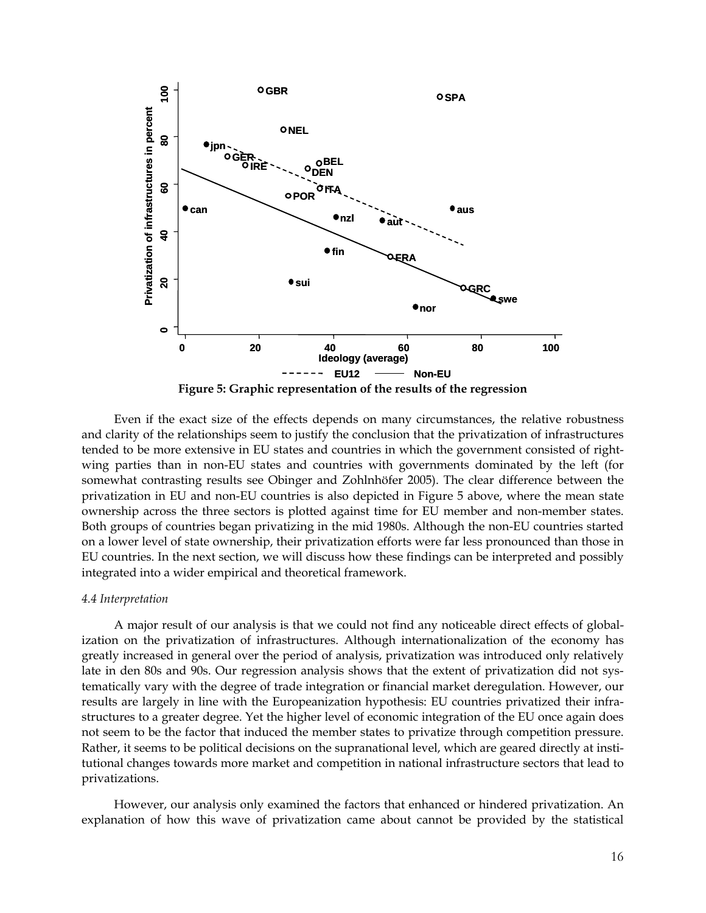Figure 5: Graphic representation of the results of the regression

Even if the exact size of the effects depends on many circumstances, the relative robustness and clarity of the relationships seem to justify the conclusion that the privatization of infrastructures tended to be more extensive in EU states and countries in which the government consisted of right-wing parties than in non-EU states and countries with governments dominated by the left (for somewhat contrasting results see Obinger and Zohlnhöfer 2005). The clear difference between the privatization in EU and non-EU countries is also depicted in Figure 5 above, where the mean state ownership across the three sectors is plotted against time for EU member and non-member states. Both groups of countries began privatizing in the mid 1980s. Although the non-EU countries started on a lower level of state ownership, their privatization efforts were far less pronounced than those in EU countries. In the next section, we will discuss how these findings can be interpreted and possibly integrated into a wider empirical and theoretical framework.

*4.4 Interpretation*

A major result of our analysis is that we could not find any noticeable direct effects of globalization on the privatization of infrastructures. Although internationalization of the economy has greatly increased in general over the period of analysis, privatization was introduced only relatively late in den 80s and 90s. Our regression analysis shows that the extent of privatization did not systematically vary with the degree of trade integration or financial market deregulation. However, our results are largely in line with the Europeanization hypothesis: EU countries privatized their infrastructures to a greater degree. Yet the higher level of economic integration of the EU once again does not seem to be the factor that induced the member states to privatize through competition pressure. Rather, it seems to be political decisions on the supranational level, which are geared directly at institutional changes towards more market and competition in national infrastructure sectors that lead to privatizations.

However, our analysis only examined the factors that enhanced or hindered privatization. An explanation of how this wave of privatization came about cannot be provided by the statistical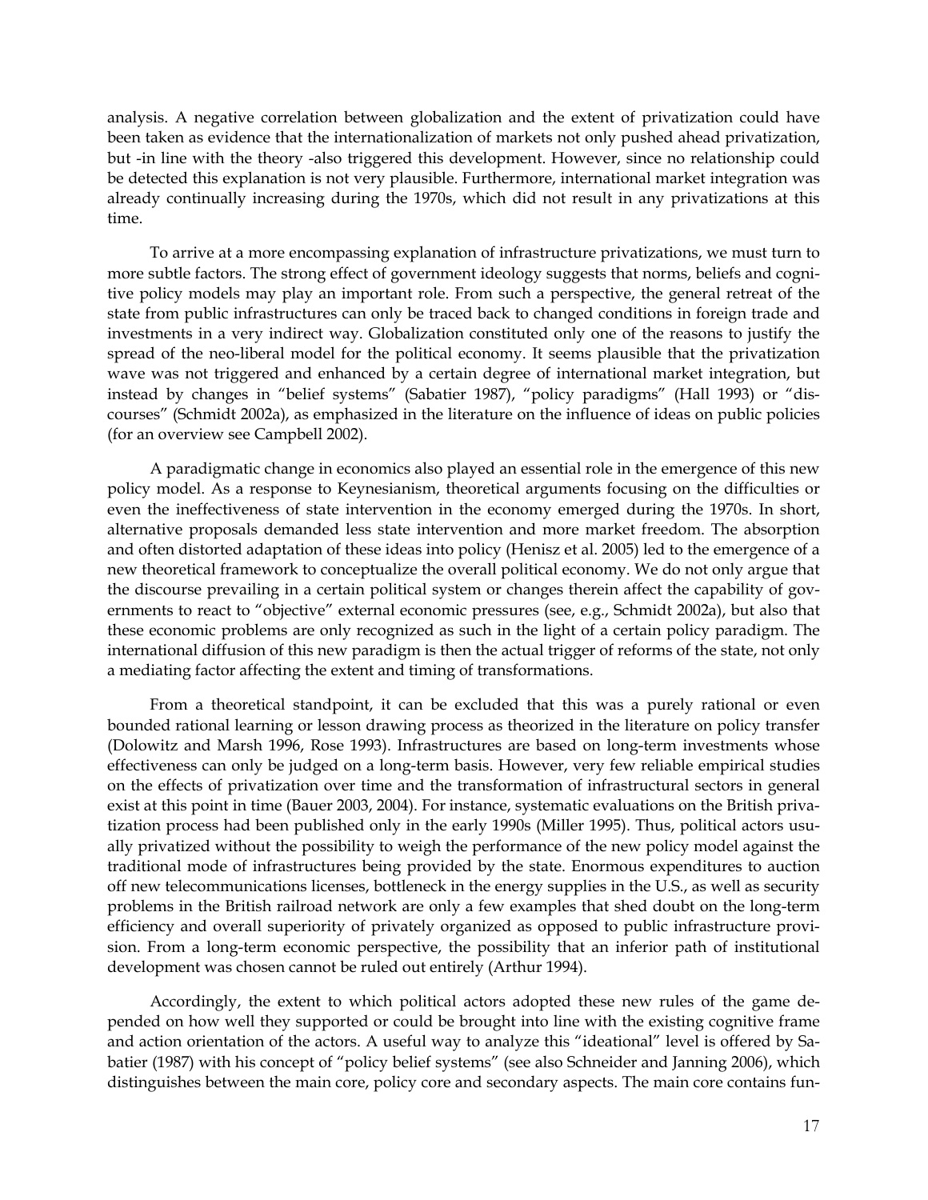analysis. A negative correlation between globalization and the extent of privatization could have been taken as evidence that the internationalization of markets not only pushed ahead privatization, but -in line with the theory -also triggered this development. However, since no relationship could be detected this explanation is not very plausible. Furthermore, international market integration was already continually increasing during the 1970s, which did not result in any privatizations at this time.

To arrive at a more encompassing explanation of infrastructure privatizations, we must turn to more subtle factors. The strong effect of government ideology suggests that norms, beliefs and cognitive policy models may play an important role. From such a perspective, the general retreat of the state from public infrastructures can only be traced back to changed conditions in foreign trade and investments in a very indirect way. Globalization constituted only one of the reasons to justify the spread of the neo-liberal model for the political economy. It seems plausible that the privatization wave was not triggered and enhanced by a certain degree of international market integration, but instead by changes in "belief systems" (Sabatier 1987), "policy paradigms" (Hall 1993) or "discourses" (Schmidt 2002a), as emphasized in the literature on the influence of ideas on public policies (for an overview see Campbell 2002).

A paradigmatic change in economics also played an essential role in the emergence of this new policy model. As a response to Keynesianism, theoretical arguments focusing on the difficulties or even the ineffectiveness of state intervention in the economy emerged during the 1970s. In short, alternative proposals demanded less state intervention and more market freedom. The absorption and often distorted adaptation of these ideas into policy (Henisz et al. 2005) led to the emergence of a new theoretical framework to conceptualize the overall political economy. We do not only argue that the discourse prevailing in a certain political system or changes therein affect the capability of governments to react to "objective" external economic pressures (see, e.g., Schmidt 2002a), but also that these economic problems are only recognized as such in the light of a certain policy paradigm. The international diffusion of this new paradigm is then the actual trigger of reforms of the state, not only a mediating factor affecting the extent and timing of transformations.

From a theoretical standpoint, it can be excluded that this was a purely rational or even bounded rational learning or lesson drawing process as theorized in the literature on policy transfer (Dolowitz and Marsh 1996, Rose 1993). Infrastructures are based on long-term investments whose effectiveness can only be judged on a long-term basis. However, very few reliable empirical studies on the effects of privatization over time and the transformation of infrastructural sectors in general exist at this point in time (Bauer 2003, 2004). For instance, systematic evaluations on the British privatization process had been published only in the early 1990s (Miller 1995). Thus, political actors usually privatized without the possibility to weigh the performance of the new policy model against the traditional mode of infrastructures being provided by the state. Enormous expenditures to auction off new telecommunications licenses, bottleneck in the energy supplies in the U.S., as well as security problems in the British railroad network are only a few examples that shed doubt on the long-term efficiency and overall superiority of privately organized as opposed to public infrastructure provision. From a long-term economic perspective, the possibility that an inferior path of institutional development was chosen cannot be ruled out entirely (Arthur 1994).

Accordingly, the extent to which political actors adopted these new rules of the game depended on how well they supported or could be brought into line with the existing cognitive frame and action orientation of the actors. A useful way to analyze this "ideational" level is offered by Sabatier (1987) with his concept of "policy belief systems" (see also Schneider and Janning 2006), which distinguishes between the main core, policy core and secondary aspects. The main core contains fun-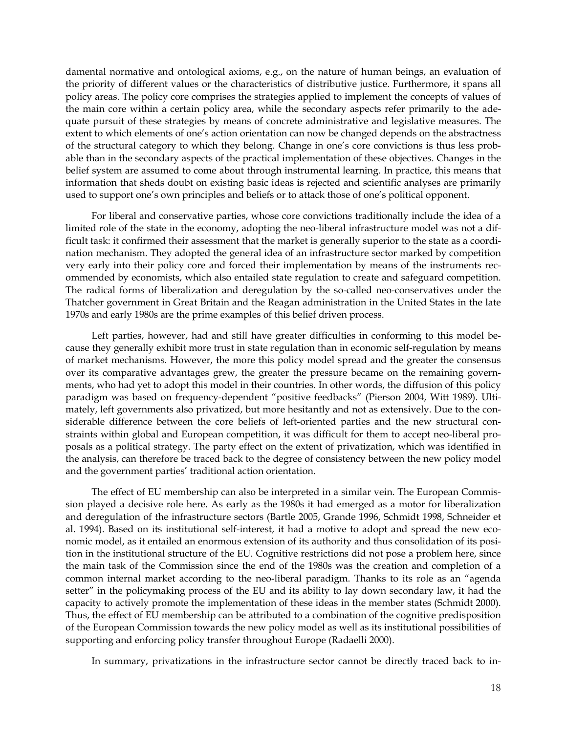damental normative and ontological axioms, e.g., on the nature of human beings, an evaluation of the priority of different values or the characteristics of distributive justice. Furthermore, it spans all policy areas. The policy core comprises the strategies applied to implement the concepts of values of the main core within a certain policy area, while the secondary aspects refer primarily to the adequate pursuit of these strategies by means of concrete administrative and legislative measures. The extent to which elements of one's action orientation can now be changed depends on the abstractness of the structural category to which they belong. Change in one's core convictions is thus less probable than in the secondary aspects of the practical implementation of these objectives. Changes in the belief system are assumed to come about through instrumental learning. In practice, this means that information that sheds doubt on existing basic ideas is rejected and scientific analyses are primarily used to support one's own principles and beliefs or to attack those of one's political opponent.

For liberal and conservative parties, whose core convictions traditionally include the idea of a limited role of the state in the economy, adopting the neo-liberal infrastructure model was not a difficult task: it confirmed their assessment that the market is generally superior to the state as a coordination mechanism. They adopted the general idea of an infrastructure sector marked by competition very early into their policy core and forced their implementation by means of the instruments recommended by economists, which also entailed state regulation to create and safeguard competition. The radical forms of liberalization and deregulation by the so-called neo-conservatives under the Thatcher government in Great Britain and the Reagan administration in the United States in the late 1970s and early 1980s are the prime examples of this belief driven process.

Left parties, however, had and still have greater difficulties in conforming to this model because they generally exhibit more trust in state regulation than in economic self-regulation by means of market mechanisms. However, the more this policy model spread and the greater the consensus over its comparative advantages grew, the greater the pressure became on the remaining governments, who had yet to adopt this model in their countries. In other words, the diffusion of this policy paradigm was based on frequency-dependent "positive feedbacks" (Pierson 2004, Witt 1989). Ultimately, left governments also privatized, but more hesitantly and not as extensively. Due to the considerable difference between the core beliefs of left-oriented parties and the new structural constraints within global and European competition, it was difficult for them to accept neo-liberal proposals as a political strategy. The party effect on the extent of privatization, which was identified in the analysis, can therefore be traced back to the degree of consistency between the new policy model and the government parties' traditional action orientation.

The effect of EU membership can also be interpreted in a similar vein. The European Commission played a decisive role here. As early as the 1980s it had emerged as a motor for liberalization and deregulation of the infrastructure sectors (Bartle 2005, Grande 1996, Schmidt 1998, Schneider et al. 1994). Based on its institutional self-interest, it had a motive to adopt and spread the new economic model, as it entailed an enormous extension of its authority and thus consolidation of its position in the institutional structure of the EU. Cognitive restrictions did not pose a problem here, since the main task of the Commission since the end of the 1980s was the creation and completion of a common internal market according to the neo-liberal paradigm. Thanks to its role as an "agenda setter" in the policymaking process of the EU and its ability to lay down secondary law, it had the capacity to actively promote the implementation of these ideas in the member states (Schmidt 2000). Thus, the effect of EU membership can be attributed to a combination of the cognitive predisposition of the European Commission towards the new policy model as well as its institutional possibilities of supporting and enforcing policy transfer throughout Europe (Radaelli 2000).

In summary, privatizations in the infrastructure sector cannot be directly traced back to in-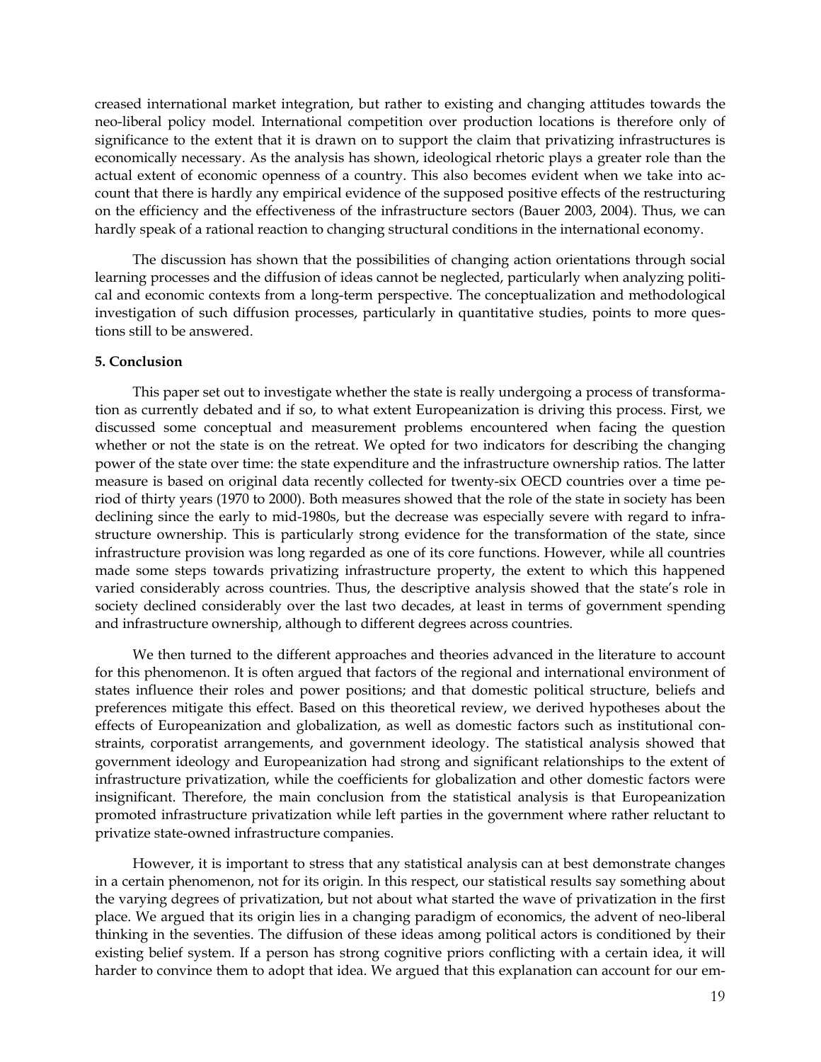creased international market integration, but rather to existing and changing attitudes towards the neo-liberal policy model. International competition over production locations is therefore only of significance to the extent that it is drawn on to support the claim that privatizing infrastructures is economically necessary. As the analysis has shown, ideological rhetoric plays a greater role than the actual extent of economic openness of a country. This also becomes evident when we take into account that there is hardly any empirical evidence of the supposed positive effects of the restructuring on the efficiency and the effectiveness of the infrastructure sectors (Bauer 2003, 2004). Thus, we can hardly speak of a rational reaction to changing structural conditions in the international economy.

The discussion has shown that the possibilities of changing action orientations through social learning processes and the diffusion of ideas cannot be neglected, particularly when analyzing political and economic contexts from a long-term perspective. The conceptualization and methodological investigation of such diffusion processes, particularly in quantitative studies, points to more questions still to be answered.

**5. Conclusion**

This paper set out to investigate whether the state is really undergoing a process of transformation as currently debated and if so, to what extent Europeanization is driving this process. First, we discussed some conceptual and measurement problems encountered when facing the question whether or not the state is on the retreat. We opted for two indicators for describing the changing power of the state over time: the state expenditure and the infrastructure ownership ratios. The latter measure is based on original data recently collected for twenty-six OECD countries over a time period of thirty years (1970 to 2000). Both measures showed that the role of the state in society has been declining since the early to mid-1980s, but the decrease was especially severe with regard to infrastructure ownership. This is particularly strong evidence for the transformation of the state, since infrastructure provision was long regarded as one of its core functions. However, while all countries made some steps towards privatizing infrastructure property, the extent to which this happened varied considerably across countries. Thus, the descriptive analysis showed that the state's role in society declined considerably over the last two decades, at least in terms of government spending and infrastructure ownership, although to different degrees across countries.

We then turned to the different approaches and theories advanced in the literature to account for this phenomenon. It is often argued that factors of the regional and international environment of states influence their roles and power positions; and that domestic political structure, beliefs and preferences mitigate this effect. Based on this theoretical review, we derived hypotheses about the effects of Europeanization and globalization, as well as domestic factors such as institutional constraints, corporatist arrangements, and government ideology. The statistical analysis showed that government ideology and Europeanization had strong and significant relationships to the extent of infrastructure privatization, while the coefficients for globalization and other domestic factors were insignificant. Therefore, the main conclusion from the statistical analysis is that Europeanization promoted infrastructure privatization while left parties in the government where rather reluctant to privatize state-owned infrastructure companies.

However, it is important to stress that any statistical analysis can at best demonstrate changes in a certain phenomenon, not for its origin. In this respect, our statistical results say something about the varying degrees of privatization, but not about what started the wave of privatization in the first place. We argued that its origin lies in a changing paradigm of economics, the advent of neo-liberal thinking in the seventies. The diffusion of these ideas among political actors is conditioned by their existing belief system. If a person has strong cognitive priors conflicting with a certain idea, it will harder to convince them to adopt that idea. We argued that this explanation can account for our em-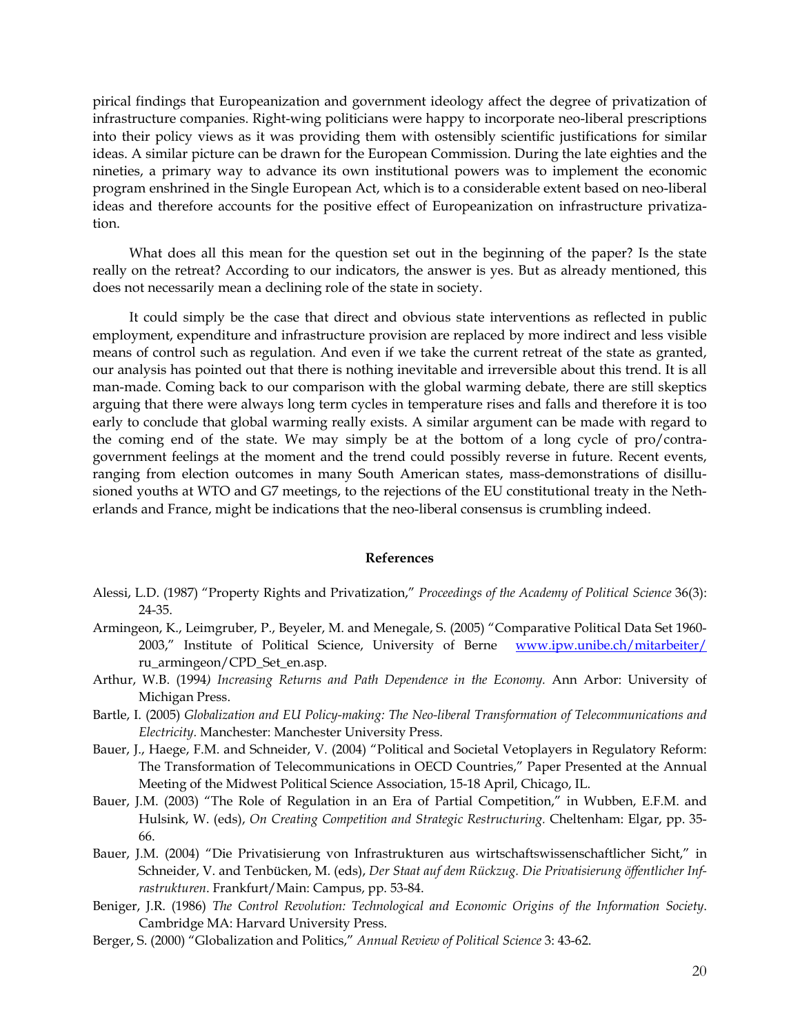pirical findings that Europeanization and government ideology affect the degree of privatization of infrastructure companies. Right-wing politicians were happy to incorporate neo-liberal prescriptions into their policy views as it was providing them with ostensibly scientific justifications for similar ideas. A similar picture can be drawn for the European Commission. During the late eighties and the nineties, a primary way to advance its own institutional powers was to implement the economic program enshrined in the Single European Act, which is to a considerable extent based on neo-liberal ideas and therefore accounts for the positive effect of Europeanization on infrastructure privatization.

What does all this mean for the question set out in the beginning of the paper? Is the state really on the retreat? According to our indicators, the answer is yes. But as already mentioned, this does not necessarily mean a declining role of the state in society.

It could simply be the case that direct and obvious state interventions as reflected in public employment, expenditure and infrastructure provision are replaced by more indirect and less visible means of control such as regulation. And even if we take the current retreat of the state as granted, our analysis has pointed out that there is nothing inevitable and irreversible about this trend. It is all man-made. Coming back to our comparison with the global warming debate, there are still skeptics arguing that there were always long term cycles in temperature rises and falls and therefore it is too early to conclude that global warming really exists. A similar argument can be made with regard to the coming end of the state. We may simply be at the bottom of a long cycle of pro/contra-government feelings at the moment and the trend could possibly reverse in future. Recent events, ranging from election outcomes in many South American states, mass-demonstrations of disillusioned youths at WTO and G7 meetings, to the rejections of the EU constitutional treaty in the Netherlands and France, might be indications that the neo-liberal consensus is crumbling indeed.

## References

Alessi, L.D. (1987) "Property Rights and Privatization," *Proceedings of the Academy of Political Science* 36(3): 24-35.

Armingeon, K., Leimgruber, P., Beyeler, M. and Menegale, S. (2005) "Comparative Political Data Set 1960-2003," Institute of Political Science, University of Berne www.ipw.unibe.ch/mitarbeiter/ru_armingeon/CPD_Set_en.asp.

Arthur, W.B. (1994) *Increasing Returns and Path Dependence in the Economy.* Ann Arbor: University of Michigan Press.

Bartle, I. (2005) *Globalization and EU Policy-making: The Neo-liberal Transformation of Telecommunications and Electricity.* Manchester: Manchester University Press.

Bauer, J., Haege, F.M. and Schneider, V. (2004) "Political and Societal Vetoplayers in Regulatory Reform: The Transformation of Telecommunications in OECD Countries," Paper Presented at the Annual Meeting of the Midwest Political Science Association, 15-18 April, Chicago, IL.

Bauer, J.M. (2003) "The Role of Regulation in an Era of Partial Competition," in Wubben, E.F.M. and Hulsink, W. (eds), *On Creating Competition and Strategic Restructuring.* Cheltenham: Elgar, pp. 35-66.

Bauer, J.M. (2004) "Die Privatisierung von Infrastrukturen aus wirtschaftswissenschaftlicher Sicht," in Schneider, V. and Tenbücken, M. (eds), *Der Staat auf dem Rückzug. Die Privatisierung öffentlicher Infrastrukturen*. Frankfurt/Main: Campus, pp. 53-84.

Beniger, J.R. (1986) *The Control Revolution: Technological and Economic Origins of the Information Society.* Cambridge MA: Harvard University Press.

Berger, S. (2000) "Globalization and Politics," *Annual Review of Political Science* 3: 43-62.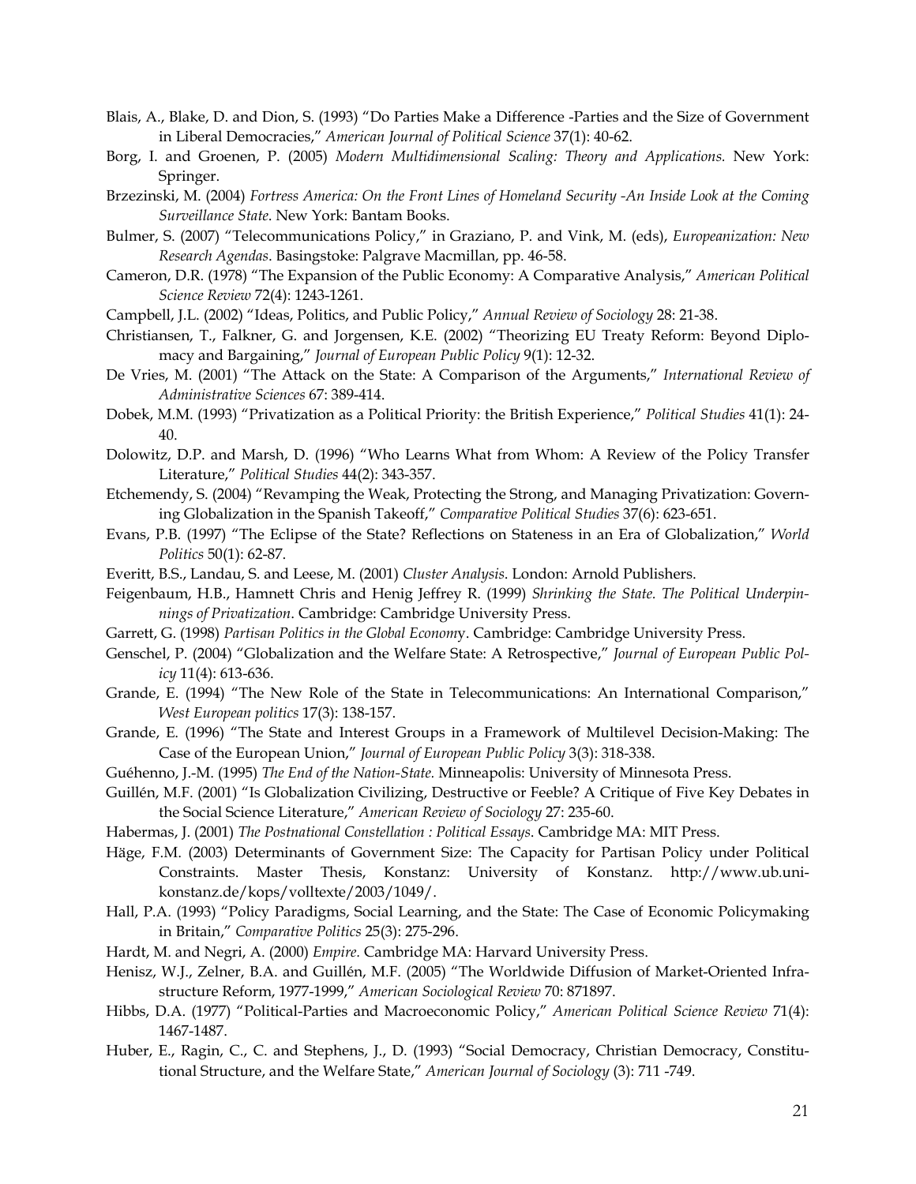Blais, A., Blake, D. and Dion, S. (1993) "Do Parties Make a Difference -Parties and the Size of Government in Liberal Democracies," *American Journal of Political Science* 37(1): 40-62.

Borg, I. and Groenen, P. (2005) *Modern Multidimensional Scaling: Theory and Applications.* New York: Springer.

Brzezinski, M. (2004) *Fortress America: On the Front Lines of Homeland Security -An Inside Look at the Coming Surveillance State*. New York: Bantam Books.

Bulmer, S. (2007) "Telecommunications Policy," in Graziano, P. and Vink, M. (eds), *Europeanization: New Research Agendas*. Basingstoke: Palgrave Macmillan, pp. 46-58.

Cameron, D.R. (1978) "The Expansion of the Public Economy: A Comparative Analysis," *American Political Science Review* 72(4): 1243-1261.

Campbell, J.L. (2002) "Ideas, Politics, and Public Policy," *Annual Review of Sociology* 28: 21-38.

Christiansen, T., Falkner, G. and Jorgensen, K.E. (2002) "Theorizing EU Treaty Reform: Beyond Diplomacy and Bargaining," *Journal of European Public Policy* 9(1): 12-32.

De Vries, M. (2001) "The Attack on the State: A Comparison of the Arguments," *International Review of Administrative Sciences* 67: 389-414.

Dobek, M.M. (1993) "Privatization as a Political Priority: the British Experience," *Political Studies* 41(1): 24-40.

Dolowitz, D.P. and Marsh, D. (1996) "Who Learns What from Whom: A Review of the Policy Transfer Literature," *Political Studies* 44(2): 343-357.

Etchemendy, S. (2004) "Revamping the Weak, Protecting the Strong, and Managing Privatization: Governing Globalization in the Spanish Takeoff," *Comparative Political Studies* 37(6): 623-651.

Evans, P.B. (1997) "The Eclipse of the State? Reflections on Stateness in an Era of Globalization," *World Politics* 50(1): 62-87.

Everitt, B.S., Landau, S. and Leese, M. (2001) *Cluster Analysis*. London: Arnold Publishers.

Feigenbaum, H.B., Hamnett Chris and Henig Jeffrey R. (1999) *Shrinking the State. The Political Underpinnings of Privatization*. Cambridge: Cambridge University Press.

Garrett, G. (1998) *Partisan Politics in the Global Economy*. Cambridge: Cambridge University Press.

Genschel, P. (2004) "Globalization and the Welfare State: A Retrospective," *Journal of European Public Policy* 11(4): 613-636.

Grande, E. (1994) "The New Role of the State in Telecommunications: An International Comparison," *West European politics* 17(3): 138-157.

Grande, E. (1996) "The State and Interest Groups in a Framework of Multilevel Decision-Making: The Case of the European Union," *Journal of European Public Policy* 3(3): 318-338.

Guéhenno, J.-M. (1995) *The End of the Nation-State.* Minneapolis: University of Minnesota Press.

Guillén, M.F. (2001) "Is Globalization Civilizing, Destructive or Feeble? A Critique of Five Key Debates in the Social Science Literature," *American Review of Sociology* 27: 235-60.

Habermas, J. (2001) *The Postnational Constellation : Political Essays*. Cambridge MA: MIT Press.

Häge, F.M. (2003) Determinants of Government Size: The Capacity for Partisan Policy under Political Constraints. Master Thesis, Konstanz: University of Konstanz. http://www.ub.uni-konstanz.de/kops/volltexte/2003/1049/.

Hall, P.A. (1993) "Policy Paradigms, Social Learning, and the State: The Case of Economic Policymaking in Britain," *Comparative Politics* 25(3): 275-296.

Hardt, M. and Negri, A. (2000) *Empire*. Cambridge MA: Harvard University Press.

Henisz, W.J., Zelner, B.A. and Guillén, M.F. (2005) "The Worldwide Diffusion of Market-Oriented Infrastructure Reform, 1977-1999," *American Sociological Review* 70: 871897.

Hibbs, D.A. (1977) "Political-Parties and Macroeconomic Policy," *American Political Science Review* 71(4): 1467-1487.

Huber, E., Ragin, C., C. and Stephens, J., D. (1993) "Social Democracy, Christian Democracy, Constitutional Structure, and the Welfare State," *American Journal of Sociology* (3): 711 -749.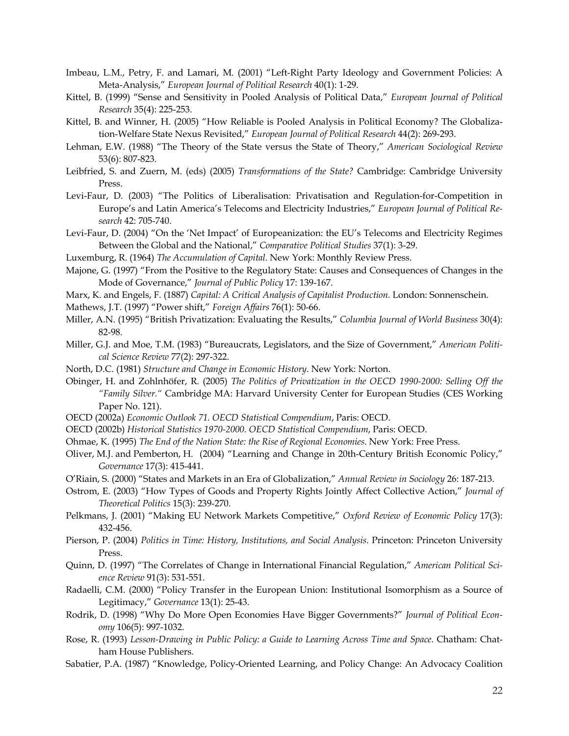Imbeau, L.M., Petry, F. and Lamari, M. (2001) "Left-Right Party Ideology and Government Policies: A Meta-Analysis," *European Journal of Political Research* 40(1): 1-29.

Kittel, B. (1999) "Sense and Sensitivity in Pooled Analysis of Political Data," *European Journal of Political Research* 35(4): 225-253.

Kittel, B. and Winner, H. (2005) "How Reliable is Pooled Analysis in Political Economy? The Globalization-Welfare State Nexus Revisited," *European Journal of Political Research* 44(2): 269-293.

Lehman, E.W. (1988) "The Theory of the State versus the State of Theory," *American Sociological Review* 53(6): 807-823.

Leibfried, S. and Zuern, M. (eds) (2005) *Transformations of the State?* Cambridge: Cambridge University Press.

Levi-Faur, D. (2003) "The Politics of Liberalisation: Privatisation and Regulation-for-Competition in Europe's and Latin America's Telecoms and Electricity Industries," *European Journal of Political Research* 42: 705-740.

Levi-Faur, D. (2004) "On the 'Net Impact' of Europeanization: the EU's Telecoms and Electricity Regimes Between the Global and the National," *Comparative Political Studies* 37(1): 3-29.

Luxemburg, R. (1964) *The Accumulation of Capital*. New York: Monthly Review Press.

Majone, G. (1997) "From the Positive to the Regulatory State: Causes and Consequences of Changes in the Mode of Governance," *Journal of Public Policy* 17: 139-167.

Marx, K. and Engels, F. (1887) *Capital: A Critical Analysis of Capitalist Production.* London: Sonnenschein.

Mathews, J.T. (1997) "Power shift," *Foreign Affairs* 76(1): 50-66.

Miller, A.N. (1995) "British Privatization: Evaluating the Results," *Columbia Journal of World Business* 30(4): 82-98.

Miller, G.J. and Moe, T.M. (1983) "Bureaucrats, Legislators, and the Size of Government," *American Political Science Review* 77(2): 297-322.

North, D.C. (1981) *Structure and Change in Economic History*. New York: Norton.

Obinger, H. and Zohlnhöfer, R. (2005) *The Politics of Privatization in the OECD 1990-2000: Selling Off the "Family Silver."* Cambridge MA: Harvard University Center for European Studies (CES Working Paper No. 121).

OECD (2002a) *Economic Outlook 71. OECD Statistical Compendium*, Paris: OECD.

OECD (2002b) *Historical Statistics 1970-2000. OECD Statistical Compendium*, Paris: OECD.

Ohmae, K. (1995) *The End of the Nation State: the Rise of Regional Economies*. New York: Free Press.

Oliver, M.J. and Pemberton, H. (2004) "Learning and Change in 20th-Century British Economic Policy," *Governance* 17(3): 415-441.

O'Riain, S. (2000) "States and Markets in an Era of Globalization," *Annual Review in Sociology* 26: 187-213.

Ostrom, E. (2003) "How Types of Goods and Property Rights Jointly Affect Collective Action," *Journal of Theoretical Politics* 15(3): 239-270.

Pelkmans, J. (2001) "Making EU Network Markets Competitive," *Oxford Review of Economic Policy* 17(3): 432-456.

Pierson, P. (2004) *Politics in Time: History, Institutions, and Social Analysis*. Princeton: Princeton University Press.

Quinn, D. (1997) "The Correlates of Change in International Financial Regulation," *American Political Science Review* 91(3): 531-551.

Radaelli, C.M. (2000) "Policy Transfer in the European Union: Institutional Isomorphism as a Source of Legitimacy," *Governance* 13(1): 25-43.

Rodrik, D. (1998) "Why Do More Open Economies Have Bigger Governments?" *Journal of Political Economy* 106(5): 997-1032.

Rose, R. (1993) *Lesson-Drawing in Public Policy: a Guide to Learning Across Time and Space*. Chatham: Chatham House Publishers.

Sabatier, P.A. (1987) "Knowledge, Policy-Oriented Learning, and Policy Change: An Advocacy Coalition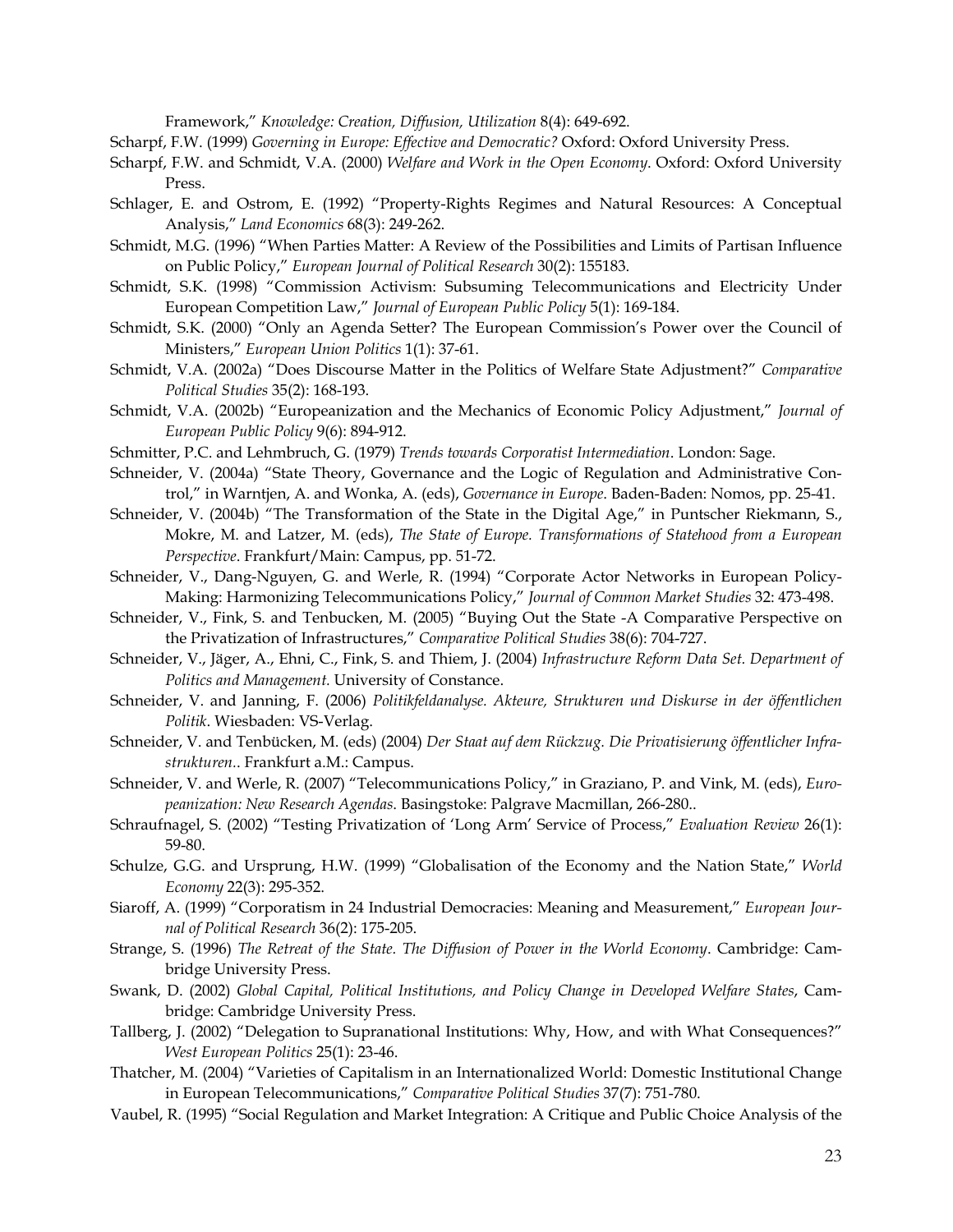Framework," *Knowledge: Creation, Diffusion, Utilization* 8(4): 649-692.

Scharpf, F.W. (1999) *Governing in Europe: Effective and Democratic?* Oxford: Oxford University Press.

Scharpf, F.W. and Schmidt, V.A. (2000) *Welfare and Work in the Open Economy*. Oxford: Oxford University Press.

Schlager, E. and Ostrom, E. (1992) "Property-Rights Regimes and Natural Resources: A Conceptual Analysis," *Land Economics* 68(3): 249-262.

Schmidt, M.G. (1996) "When Parties Matter: A Review of the Possibilities and Limits of Partisan Influence on Public Policy," *European Journal of Political Research* 30(2): 155183.

Schmidt, S.K. (1998) "Commission Activism: Subsuming Telecommunications and Electricity Under European Competition Law," *Journal of European Public Policy* 5(1): 169-184.

Schmidt, S.K. (2000) "Only an Agenda Setter? The European Commission's Power over the Council of Ministers," *European Union Politics* 1(1): 37-61.

Schmidt, V.A. (2002a) "Does Discourse Matter in the Politics of Welfare State Adjustment?" *Comparative Political Studies* 35(2): 168-193.

Schmidt, V.A. (2002b) "Europeanization and the Mechanics of Economic Policy Adjustment," *Journal of European Public Policy* 9(6): 894-912.

Schmitter, P.C. and Lehmbruch, G. (1979) *Trends towards Corporatist Intermediation*. London: Sage.

Schneider, V. (2004a) "State Theory, Governance and the Logic of Regulation and Administrative Control," in Warntjen, A. and Wonka, A. (eds), *Governance in Europe*. Baden-Baden: Nomos, pp. 25-41.

Schneider, V. (2004b) "The Transformation of the State in the Digital Age," in Puntscher Riekmann, S., Mokre, M. and Latzer, M. (eds), *The State of Europe. Transformations of Statehood from a European Perspective*. Frankfurt/Main: Campus, pp. 51-72.

Schneider, V., Dang-Nguyen, G. and Werle, R. (1994) "Corporate Actor Networks in European Policy-Making: Harmonizing Telecommunications Policy," *Journal of Common Market Studies* 32: 473-498.

Schneider, V., Fink, S. and Tenbucken, M. (2005) "Buying Out the State -A Comparative Perspective on the Privatization of Infrastructures," *Comparative Political Studies* 38(6): 704-727.

Schneider, V., Jäger, A., Ehni, C., Fink, S. and Thiem, J. (2004) *Infrastructure Reform Data Set. Department of Politics and Management.* University of Constance.

Schneider, V. and Janning, F. (2006) *Politikfeldanalyse. Akteure, Strukturen und Diskurse in der öffentlichen Politik*. Wiesbaden: VS-Verlag.

Schneider, V. and Tenbücken, M. (eds) (2004) *Der Staat auf dem Rückzug. Die Privatisierung öffentlicher Infrastrukturen.*. Frankfurt a.M.: Campus.

Schneider, V. and Werle, R. (2007) "Telecommunications Policy," in Graziano, P. and Vink, M. (eds), *Europeanization: New Research Agendas*. Basingstoke: Palgrave Macmillan, 266-280..

Schraufnagel, S. (2002) "Testing Privatization of 'Long Arm' Service of Process," *Evaluation Review* 26(1): 59-80.

Schulze, G.G. and Ursprung, H.W. (1999) "Globalisation of the Economy and the Nation State," *World Economy* 22(3): 295-352.

Siaroff, A. (1999) "Corporatism in 24 Industrial Democracies: Meaning and Measurement," *European Journal of Political Research* 36(2): 175-205.

Strange, S. (1996) *The Retreat of the State. The Diffusion of Power in the World Economy*. Cambridge: Cambridge University Press.

Swank, D. (2002) *Global Capital, Political Institutions, and Policy Change in Developed Welfare States*, Cambridge: Cambridge University Press.

Tallberg, J. (2002) "Delegation to Supranational Institutions: Why, How, and with What Consequences?" *West European Politics* 25(1): 23-46.

Thatcher, M. (2004) "Varieties of Capitalism in an Internationalized World: Domestic Institutional Change in European Telecommunications," *Comparative Political Studies* 37(7): 751-780.

Vaubel, R. (1995) "Social Regulation and Market Integration: A Critique and Public Choice Analysis of the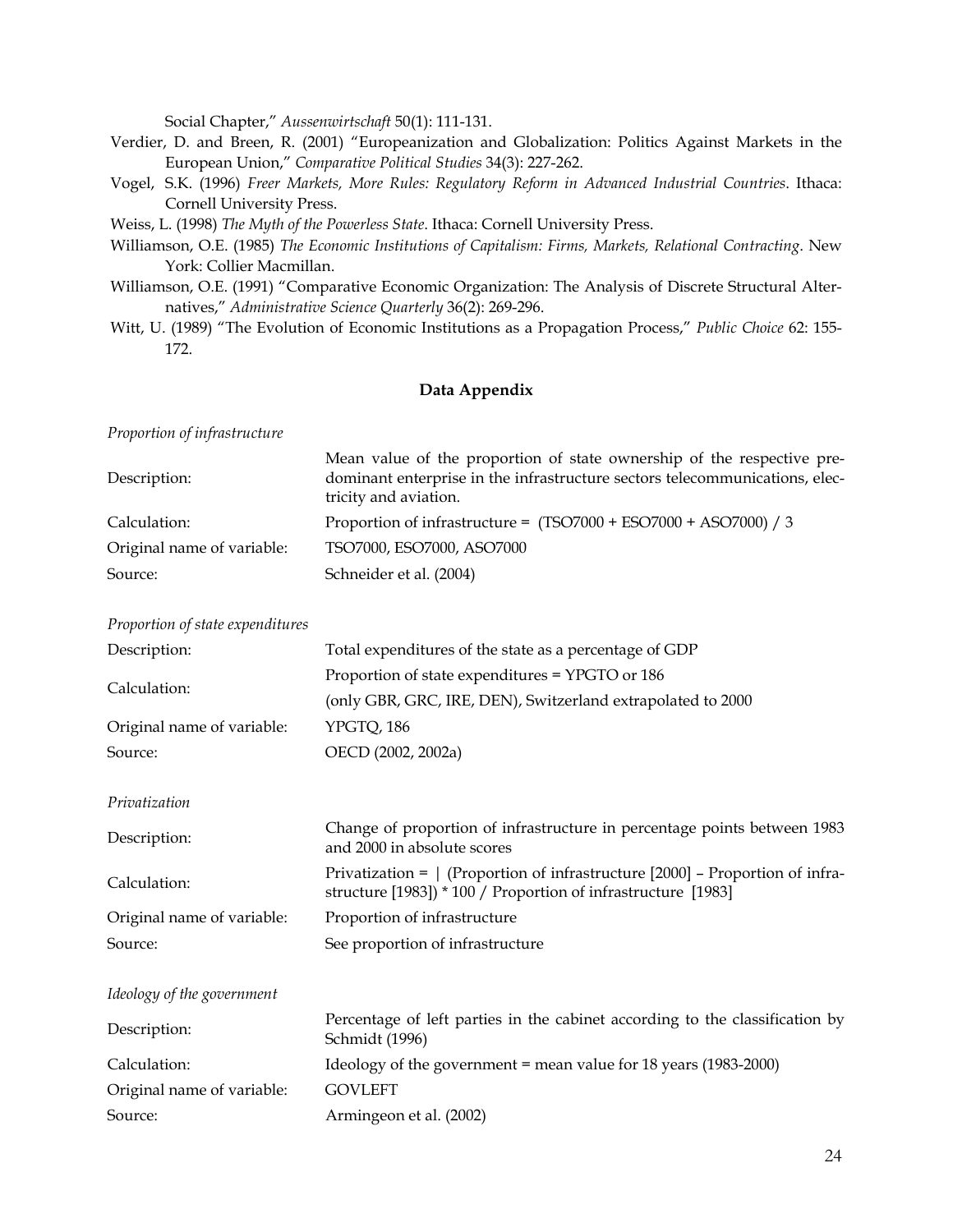Social Chapter," *Aussenwirtschaft* 50(1): 111-131.

Verdier, D. and Breen, R. (2001) "Europeanization and Globalization: Politics Against Markets in the European Union," *Comparative Political Studies* 34(3): 227-262.

Vogel, S.K. (1996) *Freer Markets, More Rules: Regulatory Reform in Advanced Industrial Countries*. Ithaca: Cornell University Press.

Weiss, L. (1998) *The Myth of the Powerless State*. Ithaca: Cornell University Press.

Williamson, O.E. (1985) *The Economic Institutions of Capitalism: Firms, Markets, Relational Contracting*. New York: Collier Macmillan.

Williamson, O.E. (1991) "Comparative Economic Organization: The Analysis of Discrete Structural Alternatives," *Administrative Science Quarterly* 36(2): 269-296.

Witt, U. (1989) "The Evolution of Economic Institutions as a Propagation Process," *Public Choice* 62: 155-172.

## Data Appendix

*Proportion of infrastructure*

| | |
|---|---|
| Description: | Mean value of the proportion of state ownership of the respective predominant enterprise in the infrastructure sectors telecommunications, electricity and aviation. |
| Calculation: | Proportion of infrastructure = (TSO7000 + ESO7000 + ASO7000) / 3 |
| Original name of variable: | TSO7000, ESO7000, ASO7000 |
| Source: | Schneider et al. (2004) |

*Proportion of state expenditures*

| | |
|---|---|
| Description: | Total expenditures of the state as a percentage of GDP |
| Calculation: | Proportion of state expenditures = YPGTO or 186 (only GBR, GRC, IRE, DEN), Switzerland extrapolated to 2000 |
| Original name of variable: | YPGTQ, 186 |
| Source: | OECD (2002, 2002a) |

*Privatization*

| | |
|---|---|
| Description: | Change of proportion of infrastructure in percentage points between 1983 and 2000 in absolute scores |
| Calculation: | Privatization = \| (Proportion of infrastructure [2000] – Proportion of infrastructure [1983]) * 100 / Proportion of infrastructure [1983] |
| Original name of variable: | Proportion of infrastructure |
| Source: | See proportion of infrastructure |

*Ideology of the government*

| | |
|---|---|
| Description: | Percentage of left parties in the cabinet according to the classification by Schmidt (1996) |
| Calculation: | Ideology of the government = mean value for 18 years (1983-2000) |
| Original name of variable: | GOVLEFT |
| Source: | Armingeon et al. (2002) |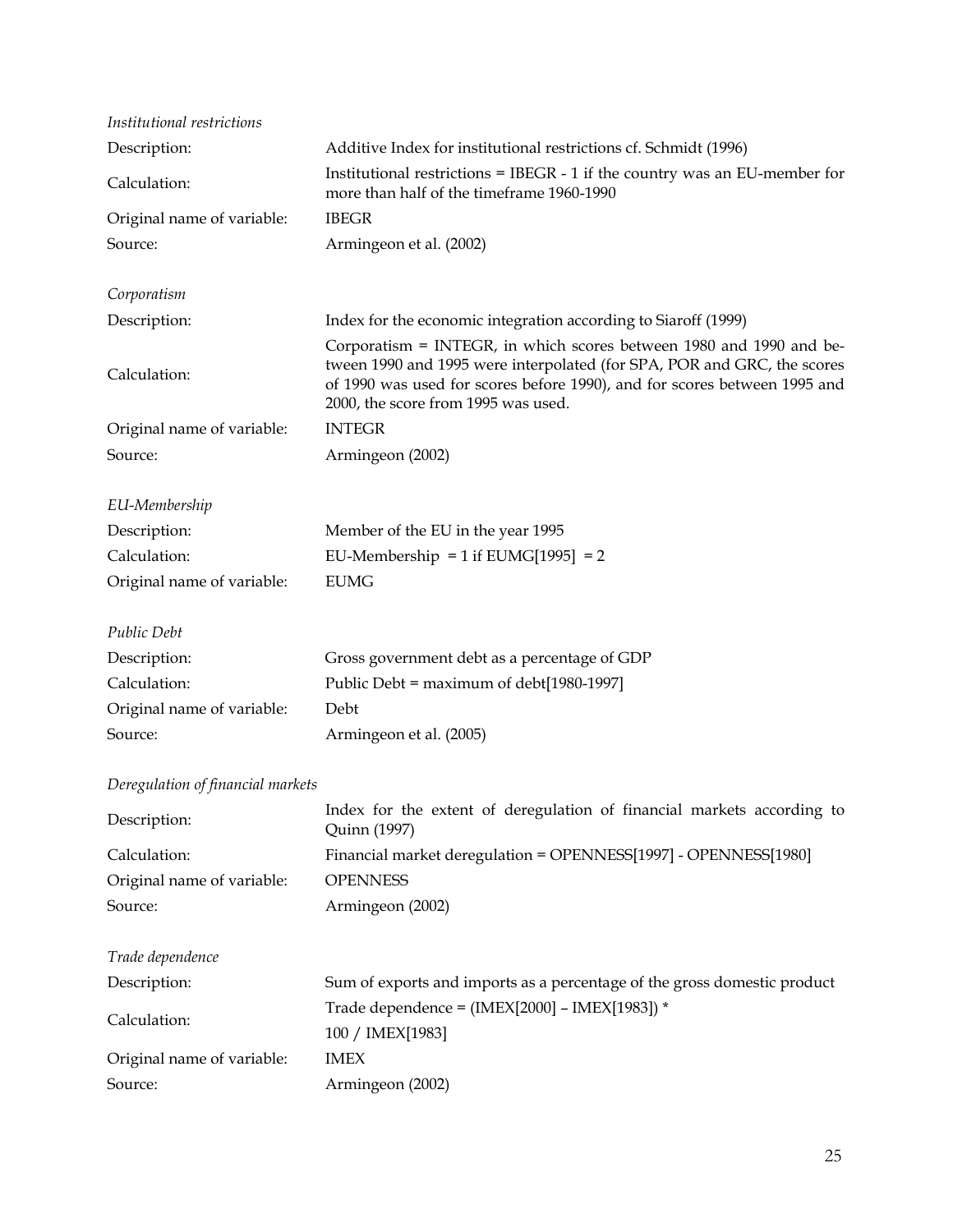*Institutional restrictions*

| | |
|---|---|
| Description: | Additive Index for institutional restrictions cf. Schmidt (1996) |
| Calculation: | Institutional restrictions = IBEGR - 1 if the country was an EU-member for more than half of the timeframe 1960-1990 |
| Original name of variable: | IBEGR |
| Source: | Armingeon et al. (2002) |

*Corporatism*

| | |
|---|---|
| Description: | Index for the economic integration according to Siaroff (1999) |
| Calculation: | Corporatism = INTEGR, in which scores between 1980 and 1990 and between 1990 and 1995 were interpolated (for SPA, POR and GRC, the scores of 1990 was used for scores before 1990), and for scores between 1995 and 2000, the score from 1995 was used. |
| Original name of variable: | INTEGR |
| Source: | Armingeon (2002) |

*EU-Membership*

| | |
|---|---|
| Description: | Member of the EU in the year 1995 |
| Calculation: | EU-Membership = 1 if EUMG[1995] = 2 |
| Original name of variable: | EUMG |

*Public Debt*

| | |
|---|---|
| Description: | Gross government debt as a percentage of GDP |
| Calculation: | Public Debt = maximum of debt[1980-1997] |
| Original name of variable: | Debt |
| Source: | Armingeon et al. (2005) |

*Deregulation of financial markets*

| | |
|---|---|
| Description: | Index for the extent of deregulation of financial markets according to Quinn (1997) |
| Calculation: | Financial market deregulation = OPENNESS[1997] - OPENNESS[1980] |
| Original name of variable: | OPENNESS |
| Source: | Armingeon (2002) |

*Trade dependence*

| | |
|---|---|
| Description: | Sum of exports and imports as a percentage of the gross domestic product |
| Calculation: | Trade dependence = (IMEX[2000] – IMEX[1983]) * 100 / IMEX[1983] |
| Original name of variable: | IMEX |
| Source: | Armingeon (2002) |